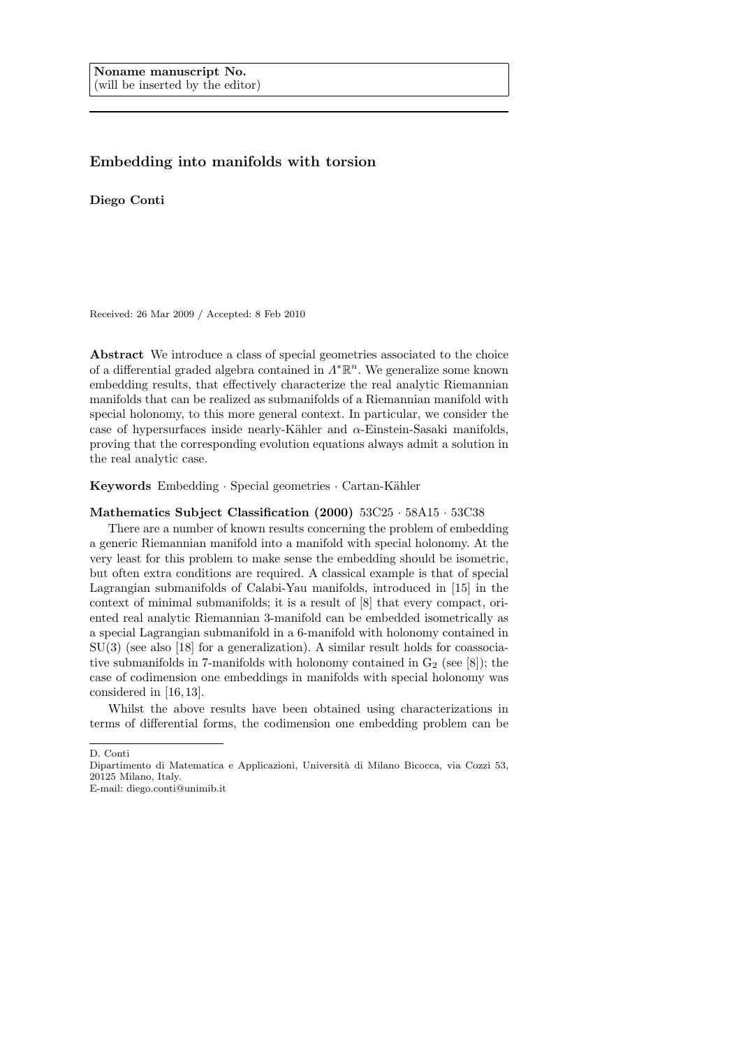Noname manuscript No.
(will be inserted by the editor)

# Embedding into manifolds with torsion

**Diego Conti**

Received: 26 Mar 2009 / Accepted: 8 Feb 2010

**Abstract** We introduce a class of special geometries associated to the choice of a differential graded algebra contained in $\Lambda^*\mathbb{R}^n$. We generalize some known embedding results, that effectively characterize the real analytic Riemannian manifolds that can be realized as submanifolds of a Riemannian manifold with special holonomy, to this more general context. In particular, we consider the case of hypersurfaces inside nearly-Kähler and $\alpha$-Einstein-Sasaki manifolds, proving that the corresponding evolution equations always admit a solution in the real analytic case.

**Keywords** Embedding · Special geometries · Cartan-Kähler

**Mathematics Subject Classification (2000)** 53C25 · 58A15 · 53C38

There are a number of known results concerning the problem of embedding a generic Riemannian manifold into a manifold with special holonomy. At the very least for this problem to make sense the embedding should be isometric, but often extra conditions are required. A classical example is that of special Lagrangian submanifolds of Calabi-Yau manifolds, introduced in [15] in the context of minimal submanifolds; it is a result of [8] that every compact, oriented real analytic Riemannian 3-manifold can be embedded isometrically as a special Lagrangian submanifold in a 6-manifold with holonomy contained in SU(3) (see also [18] for a generalization). A similar result holds for coassociative submanifolds in 7-manifolds with holonomy contained in $G_2$ (see [8]); the case of codimension one embeddings in manifolds with special holonomy was considered in [16,13].

Whilst the above results have been obtained using characterizations in terms of differential forms, the codimension one embedding problem can be

D. Conti
Dipartimento di Matematica e Applicazioni, Università di Milano Bicocca, via Cozzi 53, 20125 Milano, Italy.
E-mail: diego.conti@unimib.it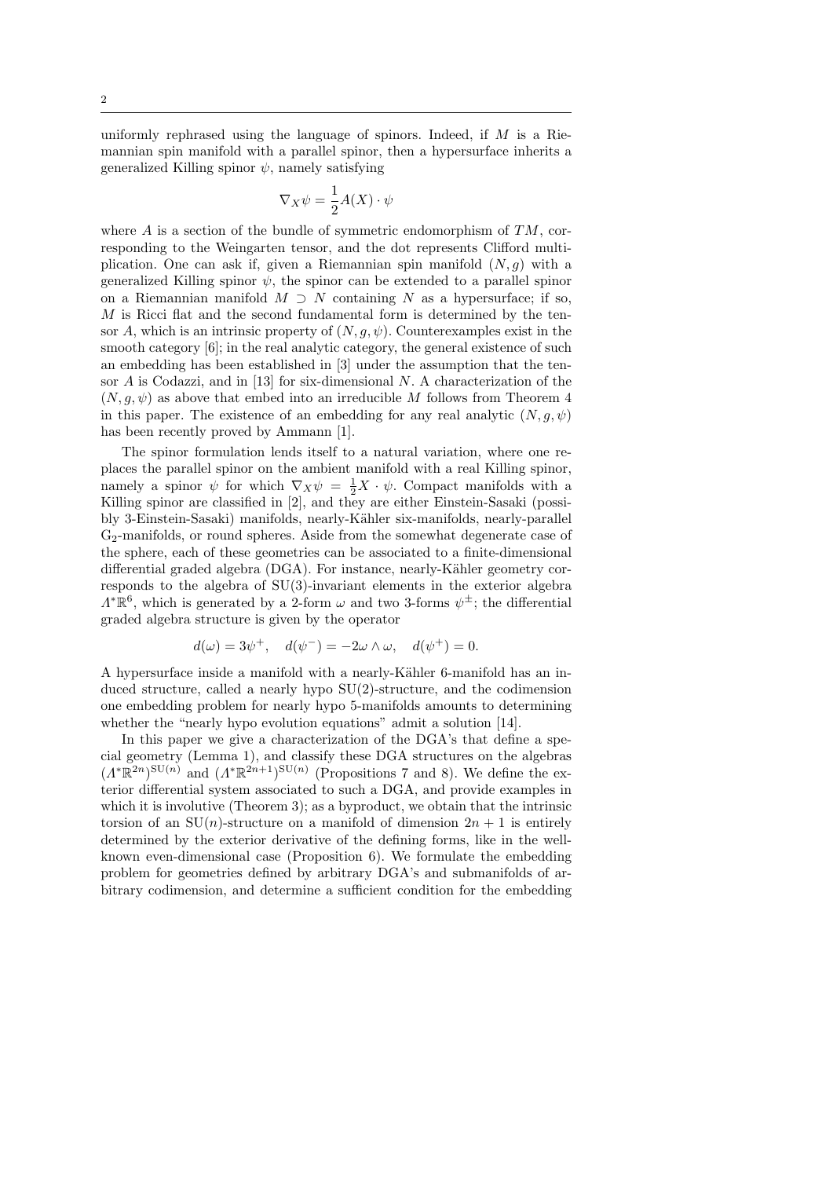uniformly rephrased using the language of spinors. Indeed, if $M$ is a Riemannian spin manifold with a parallel spinor, then a hypersurface inherits a generalized Killing spinor $\psi$, namely satisfying

$$\nabla_X \psi = \frac{1}{2} A(X) \cdot \psi$$

where $A$ is a section of the bundle of symmetric endomorphism of $TM$, corresponding to the Weingarten tensor, and the dot represents Clifford multiplication. One can ask if, given a Riemannian spin manifold $(N, g)$ with a generalized Killing spinor $\psi$, the spinor can be extended to a parallel spinor on a Riemannian manifold $M \supset N$ containing $N$ as a hypersurface; if so, $M$ is Ricci flat and the second fundamental form is determined by the tensor $A$, which is an intrinsic property of $(N, g, \psi)$. Counterexamples exist in the smooth category [6]; in the real analytic category, the general existence of such an embedding has been established in [3] under the assumption that the tensor $A$ is Codazzi, and in [13] for six-dimensional $N$. A characterization of the $(N, g, \psi)$ as above that embed into an irreducible $M$ follows from Theorem 4 in this paper. The existence of an embedding for any real analytic $(N, g, \psi)$ has been recently proved by Ammann [1].

The spinor formulation lends itself to a natural variation, where one replaces the parallel spinor on the ambient manifold with a real Killing spinor, namely a spinor $\psi$ for which $\nabla_X \psi = \frac{1}{2} X \cdot \psi$. Compact manifolds with a Killing spinor are classified in [2], and they are either Einstein-Sasaki (possibly 3-Einstein-Sasaki) manifolds, nearly-Kähler six-manifolds, nearly-parallel $\mathrm{G}_2$-manifolds, or round spheres. Aside from the somewhat degenerate case of the sphere, each of these geometries can be associated to a finite-dimensional differential graded algebra (DGA). For instance, nearly-Kähler geometry corresponds to the algebra of SU(3)-invariant elements in the exterior algebra $\Lambda^* \mathbb{R}^6$, which is generated by a 2-form $\omega$ and two 3-forms $\psi^{\pm}$; the differential graded algebra structure is given by the operator

$$d(\omega) = 3\psi^+, \quad d(\psi^-) = -2\omega \wedge \omega, \quad d(\psi^+) = 0.$$

A hypersurface inside a manifold with a nearly-Kähler 6-manifold has an induced structure, called a nearly hypo SU(2)-structure, and the codimension one embedding problem for nearly hypo 5-manifolds amounts to determining whether the "nearly hypo evolution equations" admit a solution [14].

In this paper we give a characterization of the DGA's that define a special geometry (Lemma 1), and classify these DGA structures on the algebras $(\Lambda^* \mathbb{R}^{2n})^{\mathrm{SU}(n)}$ and $(\Lambda^* \mathbb{R}^{2n+1})^{\mathrm{SU}(n)}$ (Propositions 7 and 8). We define the exterior differential system associated to such a DGA, and provide examples in which it is involutive (Theorem 3); as a byproduct, we obtain that the intrinsic torsion of an SU($n$)-structure on a manifold of dimension $2n+1$ is entirely determined by the exterior derivative of the defining forms, like in the well-known even-dimensional case (Proposition 6). We formulate the embedding problem for geometries defined by arbitrary DGA's and submanifolds of arbitrary codimension, and determine a sufficient condition for the embedding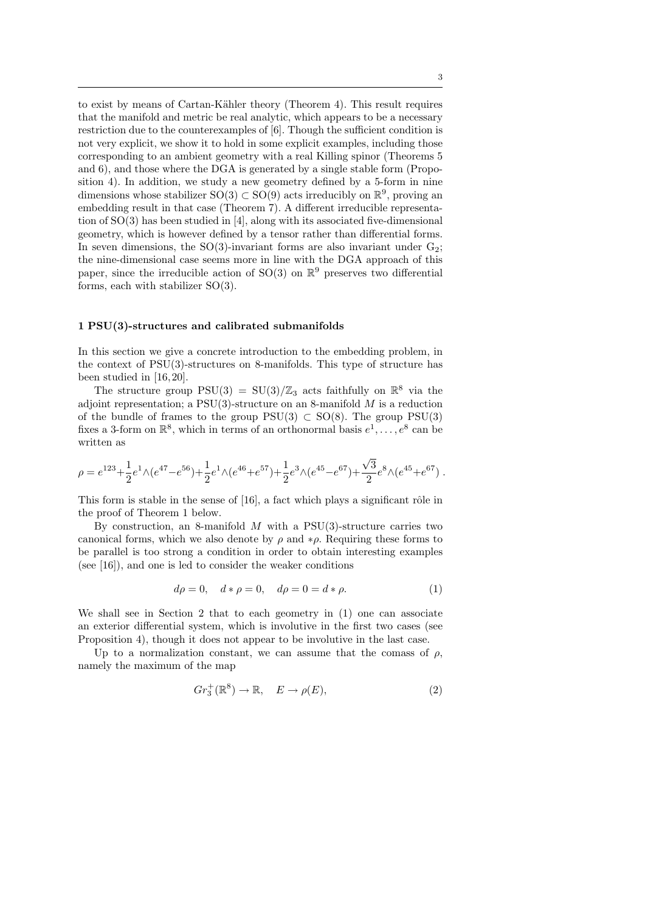to exist by means of Cartan-Kähler theory (Theorem 4). This result requires that the manifold and metric be real analytic, which appears to be a necessary restriction due to the counterexamples of [6]. Though the sufficient condition is not very explicit, we show it to hold in some explicit examples, including those corresponding to an ambient geometry with a real Killing spinor (Theorems 5 and 6), and those where the DGA is generated by a single stable form (Proposition 4). In addition, we study a new geometry defined by a 5-form in nine dimensions whose stabilizer $\mathrm{SO}(3) \subset \mathrm{SO}(9)$ acts irreducibly on $\mathbb{R}^9$, proving an embedding result in that case (Theorem 7). A different irreducible representation of $\mathrm{SO}(3)$ has been studied in [4], along with its associated five-dimensional geometry, which is however defined by a tensor rather than differential forms. In seven dimensions, the $\mathrm{SO}(3)$-invariant forms are also invariant under $\mathrm{G}_2$; the nine-dimensional case seems more in line with the DGA approach of this paper, since the irreducible action of $\mathrm{SO}(3)$ on $\mathbb{R}^9$ preserves two differential forms, each with stabilizer $\mathrm{SO}(3)$.

## 1 PSU(3)-structures and calibrated submanifolds

In this section we give a concrete introduction to the embedding problem, in the context of $\mathrm{PSU}(3)$-structures on 8-manifolds. This type of structure has been studied in [16, 20].

The structure group $\mathrm{PSU}(3) = \mathrm{SU}(3)/\mathbb{Z}_3$ acts faithfully on $\mathbb{R}^8$ via the adjoint representation; a $\mathrm{PSU}(3)$-structure on an 8-manifold $M$ is a reduction of the bundle of frames to the group $\mathrm{PSU}(3) \subset \mathrm{SO}(8)$. The group $\mathrm{PSU}(3)$ fixes a 3-form on $\mathbb{R}^8$, which in terms of an orthonormal basis $e^1, \ldots, e^8$ can be written as

$$\rho = e^{123} + \frac{1}{2}e^1\wedge(e^{47}-e^{56}) + \frac{1}{2}e^1\wedge(e^{46}+e^{57}) + \frac{1}{2}e^3\wedge(e^{45}-e^{67}) + \frac{\sqrt{3}}{2}e^8\wedge(e^{45}+e^{67}) \,.$$

This form is stable in the sense of [16], a fact which plays a significant rôle in the proof of Theorem 1 below.

By construction, an 8-manifold $M$ with a $\mathrm{PSU}(3)$-structure carries two canonical forms, which we also denote by $\rho$ and $*\rho$. Requiring these forms to be parallel is too strong a condition in order to obtain interesting examples (see [16]), and one is led to consider the weaker conditions

$$d\rho = 0, \quad d*\rho = 0, \quad d\rho = 0 = d*\rho. \tag{1}$$

We shall see in Section 2 that to each geometry in (1) one can associate an exterior differential system, which is involutive in the first two cases (see Proposition 4), though it does not appear to be involutive in the last case.

Up to a normalization constant, we can assume that the comass of $\rho$, namely the maximum of the map

$$Gr_3^+(\mathbb{R}^8) \to \mathbb{R}, \quad E \to \rho(E), \tag{2}$$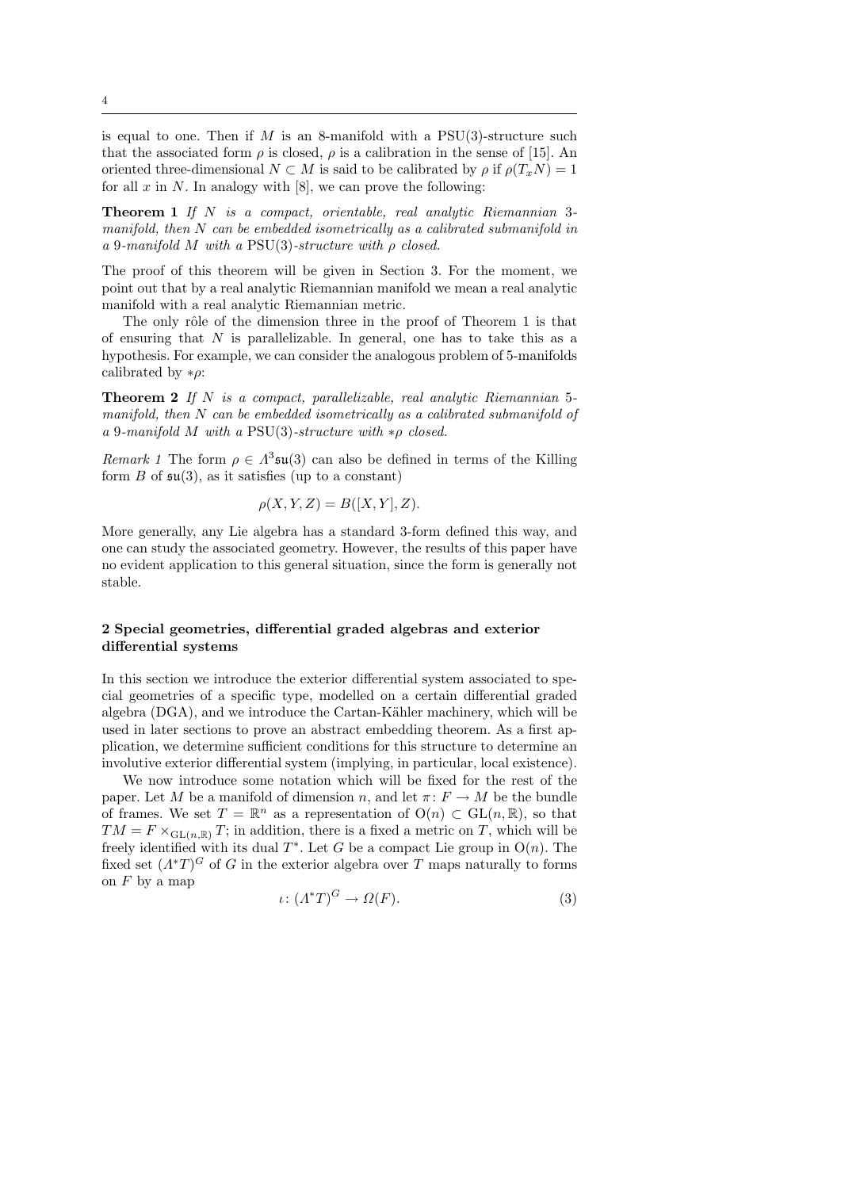is equal to one. Then if $M$ is an 8-manifold with a PSU(3)-structure such that the associated form $\rho$ is closed, $\rho$ is a calibration in the sense of [15]. An oriented three-dimensional $N \subset M$ is said to be calibrated by $\rho$ if $\rho(T_x N) = 1$ for all $x$ in $N$. In analogy with [8], we can prove the following:

**Theorem 1** *If $N$ is a compact, orientable, real analytic Riemannian 3-manifold, then $N$ can be embedded isometrically as a calibrated submanifold in a 9-manifold $M$ with a* PSU(3)*-structure with $\rho$ closed.*

The proof of this theorem will be given in Section 3. For the moment, we point out that by a real analytic Riemannian manifold we mean a real analytic manifold with a real analytic Riemannian metric.

The only rôle of the dimension three in the proof of Theorem 1 is that of ensuring that $N$ is parallelizable. In general, one has to take this as a hypothesis. For example, we can consider the analogous problem of 5-manifolds calibrated by $*\rho$:

**Theorem 2** *If $N$ is a compact, parallelizable, real analytic Riemannian 5-manifold, then $N$ can be embedded isometrically as a calibrated submanifold of a 9-manifold $M$ with a* PSU(3)*-structure with $*\rho$ closed.*

*Remark 1* The form $\rho \in \Lambda^3\mathfrak{su}(3)$ can also be defined in terms of the Killing form $B$ of $\mathfrak{su}(3)$, as it satisfies (up to a constant)

$$\rho(X, Y, Z) = B([X, Y], Z).$$

More generally, any Lie algebra has a standard 3-form defined this way, and one can study the associated geometry. However, the results of this paper have no evident application to this general situation, since the form is generally not stable.

## 2 Special geometries, differential graded algebras and exterior differential systems

In this section we introduce the exterior differential system associated to special geometries of a specific type, modelled on a certain differential graded algebra (DGA), and we introduce the Cartan-Kähler machinery, which will be used in later sections to prove an abstract embedding theorem. As a first application, we determine sufficient conditions for this structure to determine an involutive exterior differential system (implying, in particular, local existence).

We now introduce some notation which will be fixed for the rest of the paper. Let $M$ be a manifold of dimension $n$, and let $\pi \colon F \to M$ be the bundle of frames. We set $T = \mathbb{R}^n$ as a representation of $\mathrm{O}(n) \subset \mathrm{GL}(n, \mathbb{R})$, so that $TM = F \times_{\mathrm{GL}(n,\mathbb{R})} T$; in addition, there is a fixed a metric on $T$, which will be freely identified with its dual $T^*$. Let $G$ be a compact Lie group in $\mathrm{O}(n)$. The fixed set $(\Lambda^* T)^G$ of $G$ in the exterior algebra over $T$ maps naturally to forms on $F$ by a map

$$\iota \colon (\Lambda^* T)^G \to \Omega(F). \tag{3}$$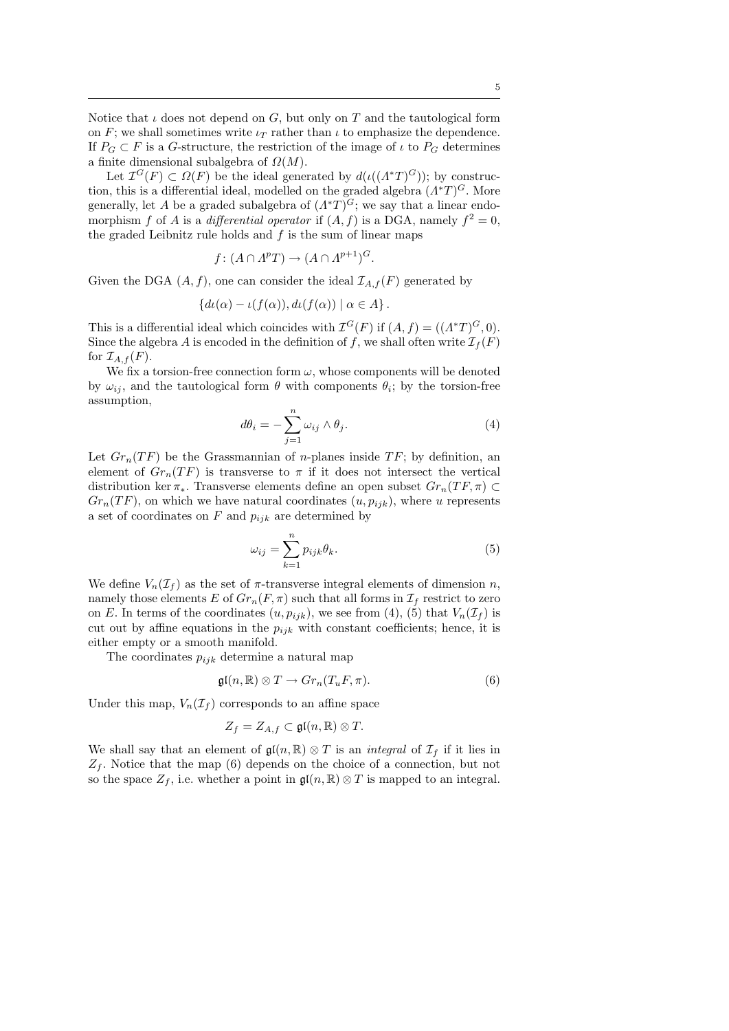Notice that $\iota$ does not depend on $G$, but only on $T$ and the tautological form on $F$; we shall sometimes write $\iota_T$ rather than $\iota$ to emphasize the dependence. If $P_G \subset F$ is a $G$-structure, the restriction of the image of $\iota$ to $P_G$ determines a finite dimensional subalgebra of $\Omega(M)$.

Let $\mathcal{I}^G(F) \subset \Omega(F)$ be the ideal generated by $d(\iota((\Lambda^*T)^G))$; by construction, this is a differential ideal, modelled on the graded algebra $(\Lambda^*T)^G$. More generally, let $A$ be a graded subalgebra of $(\Lambda^*T)^G$; we say that a linear endomorphism $f$ of $A$ is a *differential operator* if $(A,f)$ is a DGA, namely $f^2=0$, the graded Leibniz rule holds and $f$ is the sum of linear maps

$$f\colon (A\cap \Lambda^pT)\to (A\cap \Lambda^{p+1})^G.$$

Given the DGA $(A,f)$, one can consider the ideal $\mathcal{I}_{A,f}(F)$ generated by

$$\{d\iota(\alpha)-\iota(f(\alpha)), d\iota(f(\alpha)) \mid \alpha\in A\}.$$

This is a differential ideal which coincides with $\mathcal{I}^G(F)$ if $(A,f)=((\Lambda^*T)^G,0)$. Since the algebra $A$ is encoded in the definition of $f$, we shall often write $\mathcal{I}_f(F)$ for $\mathcal{I}_{A,f}(F)$.

We fix a torsion-free connection form $\omega$, whose components will be denoted by $\omega_{ij}$, and the tautological form $\theta$ with components $\theta_i$; by the torsion-free assumption,

$$d\theta_i = -\sum_{j=1}^n \omega_{ij}\wedge\theta_j. \tag{4}$$

Let $Gr_n(TF)$ be the Grassmannian of $n$-planes inside $TF$; by definition, an element of $Gr_n(TF)$ is transverse to $\pi$ if it does not intersect the vertical distribution $\ker \pi_*$. Transverse elements define an open subset $Gr_n(TF,\pi)\subset Gr_n(TF)$, on which we have natural coordinates $(u,p_{ijk})$, where $u$ represents a set of coordinates on $F$ and $p_{ijk}$ are determined by

$$\omega_{ij} = \sum_{k=1}^n p_{ijk}\theta_k. \tag{5}$$

We define $V_n(\mathcal{I}_f)$ as the set of $\pi$-transverse integral elements of dimension $n$, namely those elements $E$ of $Gr_n(F,\pi)$ such that all forms in $\mathcal{I}_f$ restrict to zero on $E$. In terms of the coordinates $(u,p_{ijk})$, we see from (4), (5) that $V_n(\mathcal{I}_f)$ is cut out by affine equations in the $p_{ijk}$ with constant coefficients; hence, it is either empty or a smooth manifold.

The coordinates $p_{ijk}$ determine a natural map

$$\mathfrak{gl}(n,\mathbb{R})\otimes T\to Gr_n(T_uF,\pi). \tag{6}$$

Under this map, $V_n(\mathcal{I}_f)$ corresponds to an affine space

$$Z_f = Z_{A,f}\subset \mathfrak{gl}(n,\mathbb{R})\otimes T.$$

We shall say that an element of $\mathfrak{gl}(n,\mathbb{R})\otimes T$ is an *integral* of $\mathcal{I}_f$ if it lies in $Z_f$. Notice that the map (6) depends on the choice of a connection, but not so the space $Z_f$, i.e. whether a point in $\mathfrak{gl}(n,\mathbb{R})\otimes T$ is mapped to an integral.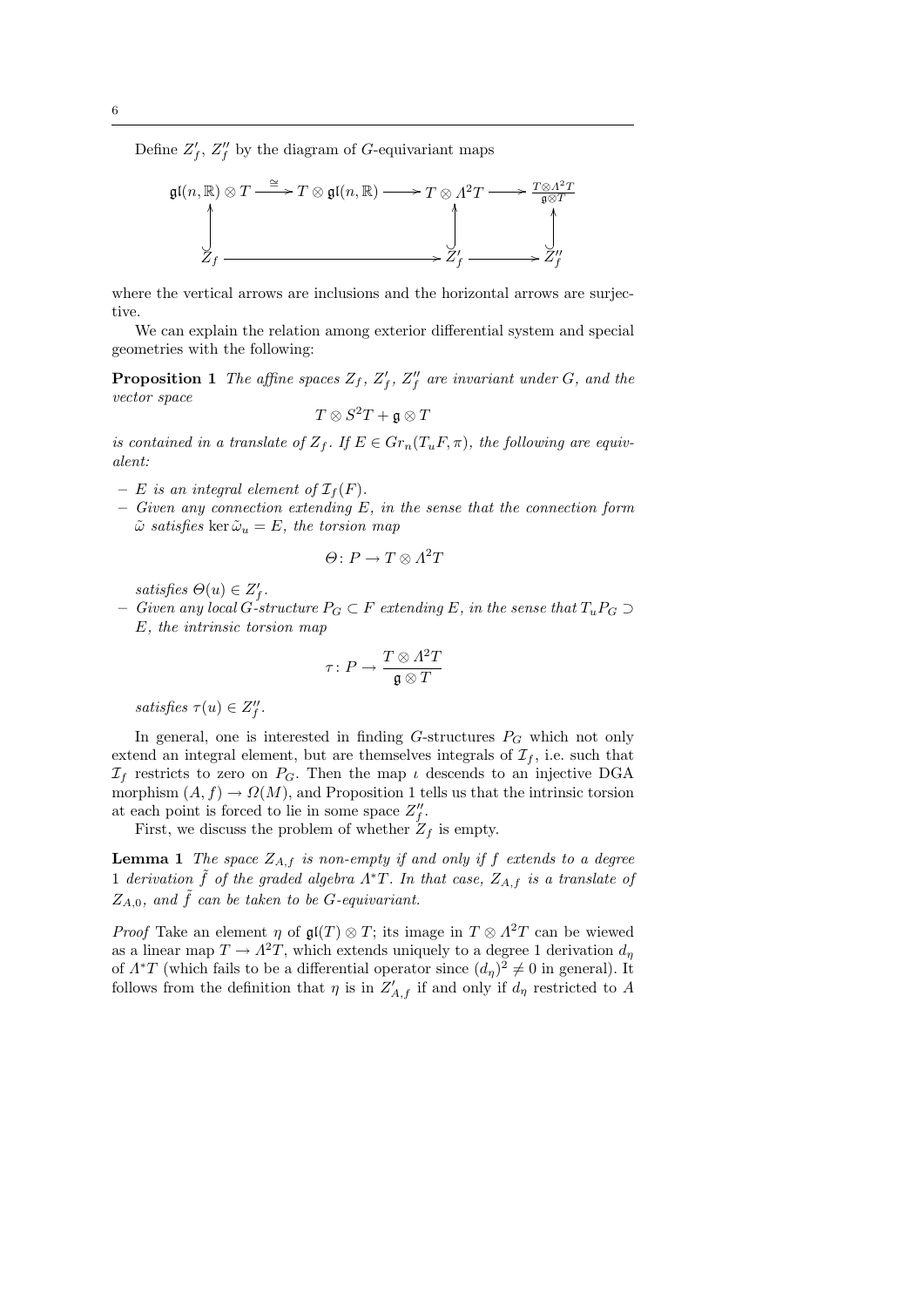Define $Z'_f$, $Z''_f$ by the diagram of $G$-equivariant maps

$$\begin{array}{ccccccc}
\mathfrak{gl}(n,\mathbb{R})\otimes T & \xrightarrow{\cong} & T\otimes\mathfrak{gl}(n,\mathbb{R}) & \longrightarrow & T\otimes\Lambda^2 T & \longrightarrow & \frac{T\otimes\Lambda^2 T}{\mathfrak{g}\otimes T} \\
\uparrow & & & & \uparrow & & \uparrow \\
Z_f & & \longrightarrow & & Z'_f & \longrightarrow & Z''_f
\end{array}$$

where the vertical arrows are inclusions and the horizontal arrows are surjective.

We can explain the relation among exterior differential system and special geometries with the following:

**Proposition 1** *The affine spaces $Z_f$, $Z'_f$, $Z''_f$ are invariant under $G$, and the vector space*

$$T\otimes S^2T+\mathfrak{g}\otimes T$$

*is contained in a translate of $Z_f$. If $E\in Gr_n(T_uF,\pi)$, the following are equivalent:*

- *$E$ is an integral element of $\mathcal{I}_f(F)$.*
- *Given any connection extending $E$, in the sense that the connection form $\tilde{\omega}$ satisfies $\ker\tilde{\omega}_u=E$, the torsion map*

  $$\Theta\colon P\to T\otimes\Lambda^2T$$

  *satisfies $\Theta(u)\in Z'_f$.*
- *Given any local $G$-structure $P_G\subset F$ extending $E$, in the sense that $T_uP_G\supset E$, the intrinsic torsion map*

  $$\tau\colon P\to\frac{T\otimes\Lambda^2T}{\mathfrak{g}\otimes T}$$

  *satisfies $\tau(u)\in Z''_f$.*

In general, one is interested in finding $G$-structures $P_G$ which not only extend an integral element, but are themselves integrals of $\mathcal{I}_f$, i.e. such that $\mathcal{I}_f$ restricts to zero on $P_G$. Then the map $\iota$ descends to an injective DGA morphism $(A,f)\to\Omega(M)$, and Proposition 1 tells us that the intrinsic torsion at each point is forced to lie in some space $Z''_f$.

First, we discuss the problem of whether $Z_f$ is empty.

**Lemma 1** *The space $Z_{A,f}$ is non-empty if and only if $f$ extends to a degree 1 derivation $\tilde{f}$ of the graded algebra $\Lambda^*T$. In that case, $Z_{A,f}$ is a translate of $Z_{A,0}$, and $\tilde{f}$ can be taken to be $G$-equivariant.*

*Proof* Take an element $\eta$ of $\mathfrak{gl}(T)\otimes T$; its image in $T\otimes\Lambda^2T$ can be wiewed as a linear map $T\to\Lambda^2T$, which extends uniquely to a degree 1 derivation $d_\eta$ of $\Lambda^*T$ (which fails to be a differential operator since $(d_\eta)^2\neq 0$ in general). It follows from the definition that $\eta$ is in $Z'_{A,f}$ if and only if $d_\eta$ restricted to $A$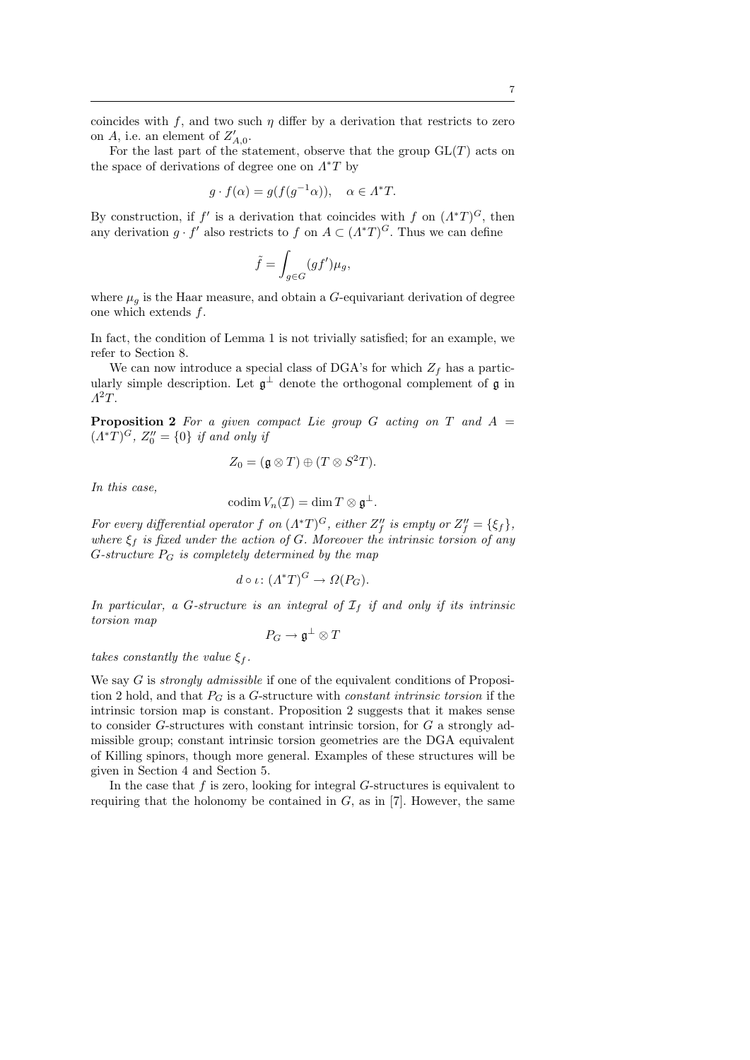coincides with $f$, and two such $\eta$ differ by a derivation that restricts to zero on $A$, i.e. an element of $Z'_{A,0}$.

For the last part of the statement, observe that the group $\mathrm{GL}(T)$ acts on the space of derivations of degree one on $\Lambda^*T$ by

$$g\cdot f(\alpha)=g(f(g^{-1}\alpha)),\quad \alpha\in\Lambda^*T.$$

By construction, if $f'$ is a derivation that coincides with $f$ on $(\Lambda^*T)^G$, then any derivation $g\cdot f'$ also restricts to $f$ on $A\subset(\Lambda^*T)^G$. Thus we can define

$$\tilde f=\int_{g\in G}(gf')\mu_g,$$

where $\mu_g$ is the Haar measure, and obtain a $G$-equivariant derivation of degree one which extends $f$.

In fact, the condition of Lemma 1 is not trivially satisfied; for an example, we refer to Section 8.

We can now introduce a special class of DGA's for which $Z_f$ has a particularly simple description. Let $\mathfrak{g}^\perp$ denote the orthogonal complement of $\mathfrak{g}$ in $\Lambda^2T$.

**Proposition 2** *For a given compact Lie group $G$ acting on $T$ and $A=(\Lambda^*T)^G$, $Z''_0=\{0\}$ if and only if*

$$Z_0=(\mathfrak{g}\otimes T)\oplus(T\otimes S^2T).$$

*In this case,*

$$\operatorname{codim}V_n(\mathcal{I})=\dim T\otimes\mathfrak{g}^\perp.$$

*For every differential operator $f$ on $(\Lambda^*T)^G$, either $Z''_f$ is empty or $Z''_f=\{\xi_f\}$, where $\xi_f$ is fixed under the action of $G$. Moreover the intrinsic torsion of any $G$-structure $P_G$ is completely determined by the map*

$$d\circ\iota\colon(\Lambda^*T)^G\to\Omega(P_G).$$

*In particular, a $G$-structure is an integral of $\mathcal{I}_f$ if and only if its intrinsic torsion map*

$$P_G\to\mathfrak{g}^\perp\otimes T$$

*takes constantly the value $\xi_f$.*

We say $G$ is *strongly admissible* if one of the equivalent conditions of Proposition 2 hold, and that $P_G$ is a $G$-structure with *constant intrinsic torsion* if the intrinsic torsion map is constant. Proposition 2 suggests that it makes sense to consider $G$-structures with constant intrinsic torsion, for $G$ a strongly admissible group; constant intrinsic torsion geometries are the DGA equivalent of Killing spinors, though more general. Examples of these structures will be given in Section 4 and Section 5.

In the case that $f$ is zero, looking for integral $G$-structures is equivalent to requiring that the holonomy be contained in $G$, as in [7]. However, the same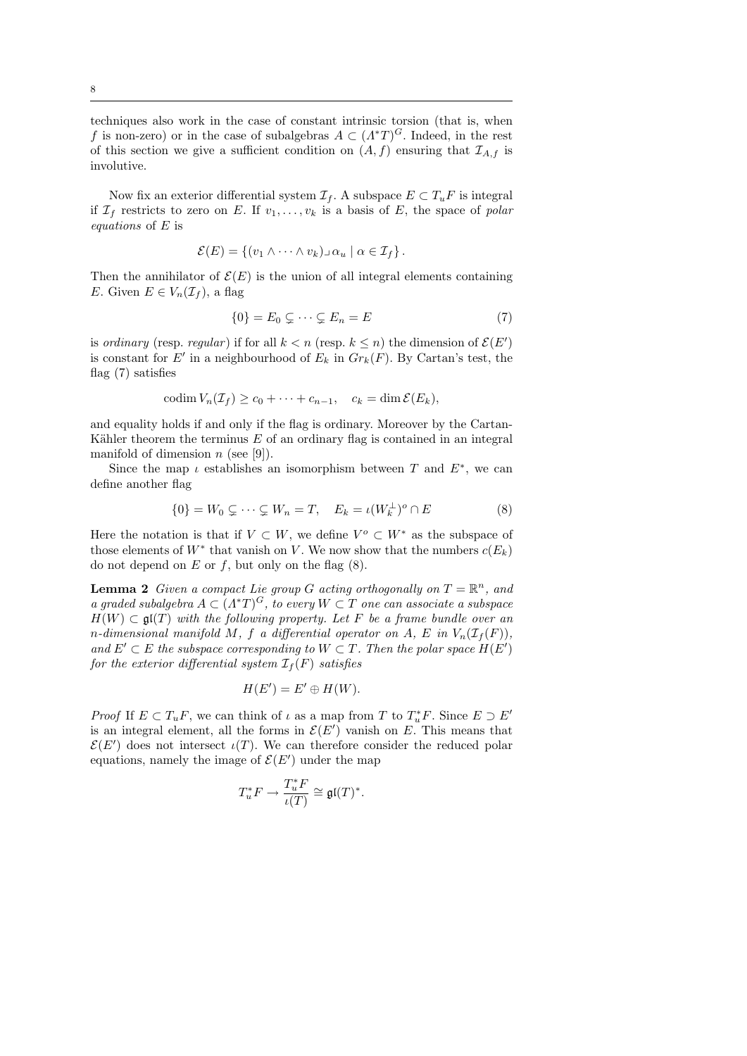techniques also work in the case of constant intrinsic torsion (that is, when $f$ is non-zero) or in the case of subalgebras $A \subset (\Lambda^* T)^G$. Indeed, in the rest of this section we give a sufficient condition on $(A, f)$ ensuring that $\mathcal{I}_{A,f}$ is involutive.

Now fix an exterior differential system $\mathcal{I}_f$. A subspace $E \subset T_u F$ is integral if $\mathcal{I}_f$ restricts to zero on $E$. If $v_1, \dots, v_k$ is a basis of $E$, the space of *polar equations* of $E$ is

$$\mathcal{E}(E) = \left\{ (v_1 \wedge \dots \wedge v_k) \lrcorner \, \alpha_u \mid \alpha \in \mathcal{I}_f \right\}.$$

Then the annihilator of $\mathcal{E}(E)$ is the union of all integral elements containing $E$. Given $E \in V_n(\mathcal{I}_f)$, a flag

$$\{0\} = E_0 \subsetneq \dots \subsetneq E_n = E \tag{7}$$

is *ordinary* (resp. *regular*) if for all $k < n$ (resp. $k \leq n$) the dimension of $\mathcal{E}(E')$ is constant for $E'$ in a neighbourhood of $E_k$ in $Gr_k(F)$. By Cartan's test, the flag (7) satisfies

$$\operatorname{codim} V_n(\mathcal{I}_f) \geq c_0 + \dots + c_{n-1}, \quad c_k = \dim \mathcal{E}(E_k),$$

and equality holds if and only if the flag is ordinary. Moreover by the Cartan-Kähler theorem the terminus $E$ of an ordinary flag is contained in an integral manifold of dimension $n$ (see [9]).

Since the map $\iota$ establishes an isomorphism between $T$ and $E^*$, we can define another flag

$$\{0\} = W_0 \subsetneq \dots \subsetneq W_n = T, \quad E_k = \iota(W_k^{\perp})^o \cap E \tag{8}$$

Here the notation is that if $V \subset W$, we define $V^o \subset W^*$ as the subspace of those elements of $W^*$ that vanish on $V$. We now show that the numbers $c(E_k)$ do not depend on $E$ or $f$, but only on the flag (8).

**Lemma 2** *Given a compact Lie group $G$ acting orthogonally on $T = \mathbb{R}^n$, and a graded subalgebra $A \subset (\Lambda^* T)^G$, to every $W \subset T$ one can associate a subspace $H(W) \subset \mathfrak{gl}(T)$ with the following property. Let $F$ be a frame bundle over an $n$-dimensional manifold $M$, $f$ a differential operator on $A$, $E$ in $V_n(\mathcal{I}_f(F))$, and $E' \subset E$ the subspace corresponding to $W \subset T$. Then the polar space $H(E')$ for the exterior differential system $\mathcal{I}_f(F)$ satisfies*

$$H(E') = E' \oplus H(W).$$

*Proof* If $E \subset T_u F$, we can think of $\iota$ as a map from $T$ to $T_u^* F$. Since $E \supset E'$ is an integral element, all the forms in $\mathcal{E}(E')$ vanish on $E$. This means that $\mathcal{E}(E')$ does not intersect $\iota(T)$. We can therefore consider the reduced polar equations, namely the image of $\mathcal{E}(E')$ under the map

$$T_u^* F \to \frac{T_u^* F}{\iota(T)} \cong \mathfrak{gl}(T)^*.$$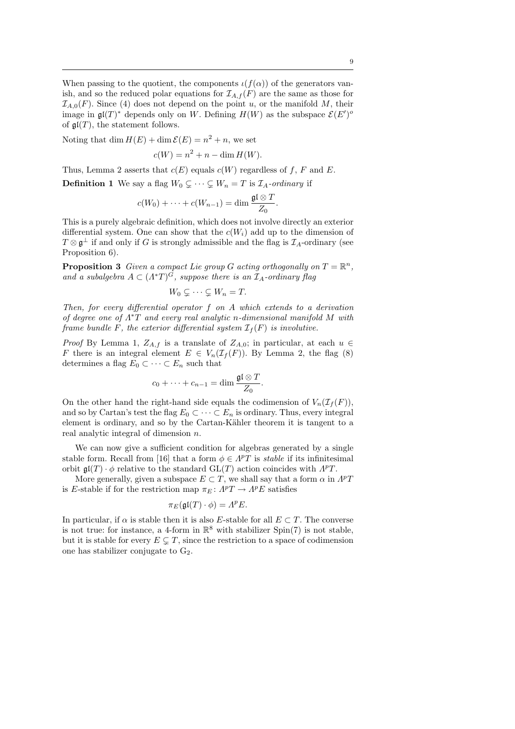When passing to the quotient, the components $\iota(f(\alpha))$ of the generators vanish, and so the reduced polar equations for $\mathcal{I}_{A,f}(F)$ are the same as those for $\mathcal{I}_{A,0}(F)$. Since (4) does not depend on the point $u$, or the manifold $M$, their image in $\mathfrak{gl}(T)^*$ depends only on $W$. Defining $H(W)$ as the subspace $\mathcal{E}(E')^o$ of $\mathfrak{gl}(T)$, the statement follows.

Noting that $\dim H(E) + \dim \mathcal{E}(E) = n^2 + n$, we set

$$c(W) = n^2 + n - \dim H(W).$$

Thus, Lemma 2 asserts that $c(E)$ equals $c(W)$ regardless of $f$, $F$ and $E$.

**Definition 1** We say a flag $W_0 \subsetneq \cdots \subsetneq W_n = T$ is $\mathcal{I}_A$-*ordinary* if

$$c(W_0) + \cdots + c(W_{n-1}) = \dim \frac{\mathfrak{gl} \otimes T}{Z_0}.$$

This is a purely algebraic definition, which does not involve directly an exterior differential system. One can show that the $c(W_i)$ add up to the dimension of $T \otimes \mathfrak{g}^\perp$ if and only if $G$ is strongly admissible and the flag is $\mathcal{I}_A$-ordinary (see Proposition 6).

**Proposition 3** *Given a compact Lie group $G$ acting orthogonally on $T = \mathbb{R}^n$, and a subalgebra $A \subset (\Lambda^* T)^G$, suppose there is an $\mathcal{I}_A$-ordinary flag*

$$W_0 \subsetneq \cdots \subsetneq W_n = T.$$

*Then, for every differential operator $f$ on $A$ which extends to a derivation of degree one of $\Lambda^* T$ and every real analytic $n$-dimensional manifold $M$ with frame bundle $F$, the exterior differential system $\mathcal{I}_f(F)$ is involutive.*

*Proof* By Lemma 1, $Z_{A,f}$ is a translate of $Z_{A,0}$; in particular, at each $u \in F$ there is an integral element $E \in V_n(\mathcal{I}_f(F))$. By Lemma 2, the flag (8) determines a flag $E_0 \subset \cdots \subset E_n$ such that

$$c_0 + \cdots + c_{n-1} = \dim \frac{\mathfrak{gl} \otimes T}{Z_0}.$$

On the other hand the right-hand side equals the codimension of $V_n(\mathcal{I}_f(F))$, and so by Cartan's test the flag $E_0 \subset \cdots \subset E_n$ is ordinary. Thus, every integral element is ordinary, and so by the Cartan-Kähler theorem it is tangent to a real analytic integral of dimension $n$.

We can now give a sufficient condition for algebras generated by a single stable form. Recall from [16] that a form $\phi \in \Lambda^p T$ is *stable* if its infinitesimal orbit $\mathfrak{gl}(T) \cdot \phi$ relative to the standard $\mathrm{GL}(T)$ action coincides with $\Lambda^p T$.

More generally, given a subspace $E \subset T$, we shall say that a form $\alpha$ in $\Lambda^p T$ is $E$-stable if for the restriction map $\pi_E \colon \Lambda^p T \to \Lambda^p E$ satisfies

$$\pi_E(\mathfrak{gl}(T) \cdot \phi) = \Lambda^p E.$$

In particular, if $\alpha$ is stable then it is also $E$-stable for all $E \subset T$. The converse is not true: for instance, a 4-form in $\mathbb{R}^8$ with stabilizer $\mathrm{Spin}(7)$ is not stable, but it is stable for every $E \subsetneq T$, since the restriction to a space of codimension one has stabilizer conjugate to $\mathrm{G}_2$.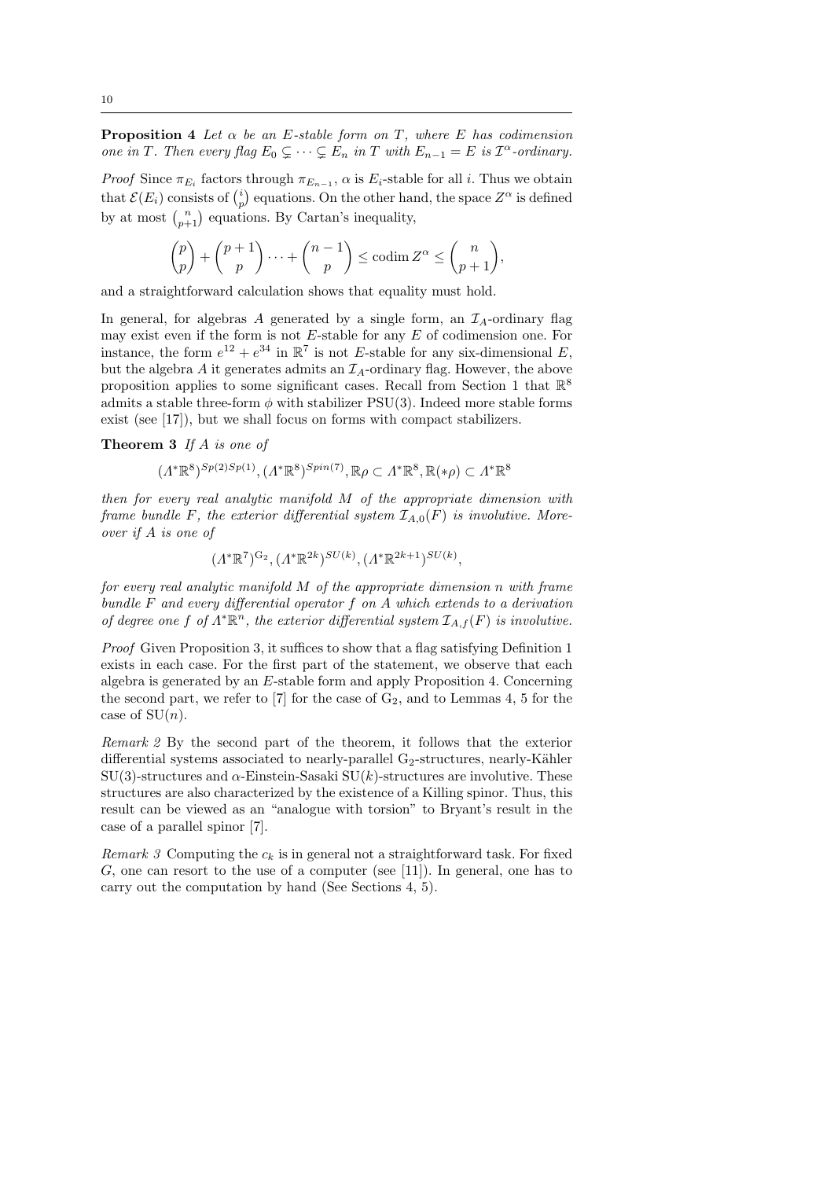**Proposition 4** *Let $\alpha$ be an $E$-stable form on $T$, where $E$ has codimension one in $T$. Then every flag $E_0 \subsetneq \cdots \subsetneq E_n$ in $T$ with $E_{n-1} = E$ is $\mathcal{I}^\alpha$-ordinary.*

*Proof* Since $\pi_{E_i}$ factors through $\pi_{E_{n-1}}$, $\alpha$ is $E_i$-stable for all $i$. Thus we obtain that $\mathcal{E}(E_i)$ consists of $\binom{i}{p}$ equations. On the other hand, the space $Z^\alpha$ is defined by at most $\binom{n}{p+1}$ equations. By Cartan's inequality,

$$\binom{p}{p} + \binom{p+1}{p} \cdots + \binom{n-1}{p} \leq \operatorname{codim} Z^\alpha \leq \binom{n}{p+1},$$

and a straightforward calculation shows that equality must hold.

In general, for algebras $A$ generated by a single form, an $\mathcal{I}_A$-ordinary flag may exist even if the form is not $E$-stable for any $E$ of codimension one. For instance, the form $e^{12} + e^{34}$ in $\mathbb{R}^7$ is not $E$-stable for any six-dimensional $E$, but the algebra $A$ it generates admits an $\mathcal{I}_A$-ordinary flag. However, the above proposition applies to some significant cases. Recall from Section 1 that $\mathbb{R}^8$ admits a stable three-form $\phi$ with stabilizer $\mathrm{PSU}(3)$. Indeed more stable forms exist (see [17]), but we shall focus on forms with compact stabilizers.

**Theorem 3** *If $A$ is one of*

$$(\Lambda^*\mathbb{R}^8)^{Sp(2)Sp(1)}, (\Lambda^*\mathbb{R}^8)^{Spin(7)}, \mathbb{R}\rho \subset \Lambda^*\mathbb{R}^8, \mathbb{R}(*\rho) \subset \Lambda^*\mathbb{R}^8$$

*then for every real analytic manifold $M$ of the appropriate dimension with frame bundle $F$, the exterior differential system $\mathcal{I}_{A,0}(F)$ is involutive. Moreover if $A$ is one of*

$$(\Lambda^*\mathbb{R}^7)^{\mathrm{G}_2}, (\Lambda^*\mathbb{R}^{2k})^{SU(k)}, (\Lambda^*\mathbb{R}^{2k+1})^{SU(k)},$$

*for every real analytic manifold $M$ of the appropriate dimension $n$ with frame bundle $F$ and every differential operator $f$ on $A$ which extends to a derivation of degree one $f$ of $\Lambda^*\mathbb{R}^n$, the exterior differential system $\mathcal{I}_{A,f}(F)$ is involutive.*

*Proof* Given Proposition 3, it suffices to show that a flag satisfying Definition 1 exists in each case. For the first part of the statement, we observe that each algebra is generated by an $E$-stable form and apply Proposition 4. Concerning the second part, we refer to [7] for the case of $\mathrm{G}_2$, and to Lemmas 4, 5 for the case of $\mathrm{SU}(n)$.

*Remark 2* By the second part of the theorem, it follows that the exterior differential systems associated to nearly-parallel $\mathrm{G}_2$-structures, nearly-Kähler $\mathrm{SU}(3)$-structures and $\alpha$-Einstein-Sasaki $\mathrm{SU}(k)$-structures are involutive. These structures are also characterized by the existence of a Killing spinor. Thus, this result can be viewed as an "analogue with torsion" to Bryant's result in the case of a parallel spinor [7].

*Remark 3* Computing the $c_k$ is in general not a straightforward task. For fixed $G$, one can resort to the use of a computer (see [11]). In general, one has to carry out the computation by hand (See Sections 4, 5).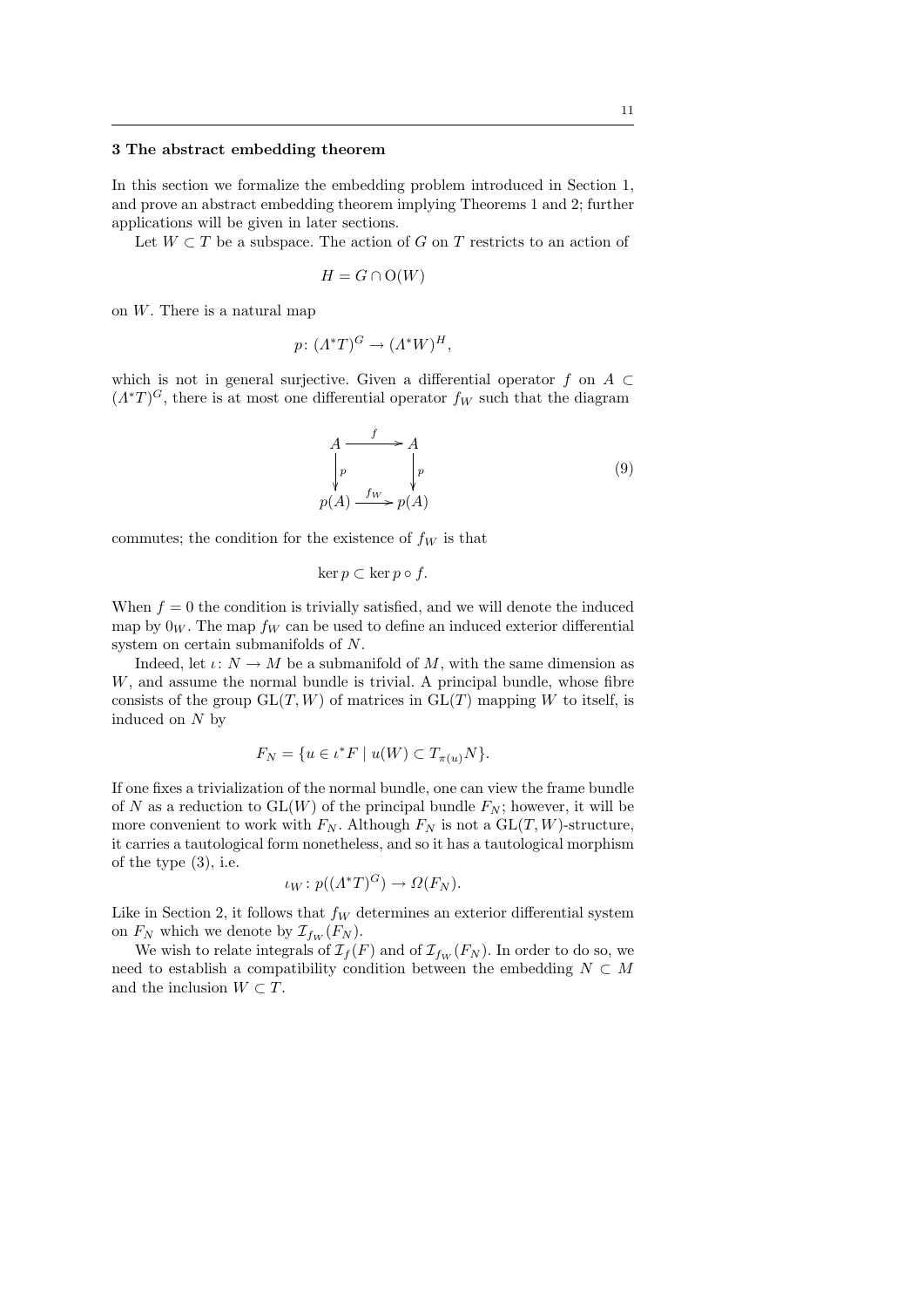### 3 The abstract embedding theorem

In this section we formalize the embedding problem introduced in Section 1, and prove an abstract embedding theorem implying Theorems 1 and 2; further applications will be given in later sections.

Let $W \subset T$ be a subspace. The action of $G$ on $T$ restricts to an action of

$$H = G \cap \mathrm{O}(W)$$

on $W$. There is a natural map

$$p \colon (\Lambda^* T)^G \to (\Lambda^* W)^H,$$

which is not in general surjective. Given a differential operator $f$ on $A \subset (\Lambda^* T)^G$, there is at most one differential operator $f_W$ such that the diagram

$$\begin{array}{ccc} A & \xrightarrow{\ f\ } & A \\ \Big\downarrow{\scriptstyle p} & & \Big\downarrow{\scriptstyle p} \\ p(A) & \xrightarrow{\ f_W\ } & p(A) \end{array} \tag{9}$$

commutes; the condition for the existence of $f_W$ is that

$$\ker p \subset \ker p \circ f.$$

When $f = 0$ the condition is trivially satisfied, and we will denote the induced map by $0_W$. The map $f_W$ can be used to define an induced exterior differential system on certain submanifolds of $N$.

Indeed, let $\iota \colon N \to M$ be a submanifold of $M$, with the same dimension as $W$, and assume the normal bundle is trivial. A principal bundle, whose fibre consists of the group $\mathrm{GL}(T, W)$ of matrices in $\mathrm{GL}(T)$ mapping $W$ to itself, is induced on $N$ by

$$F_N = \{u \in \iota^* F \mid u(W) \subset T_{\pi(u)} N\}.$$

If one fixes a trivialization of the normal bundle, one can view the frame bundle of $N$ as a reduction to $\mathrm{GL}(W)$ of the principal bundle $F_N$; however, it will be more convenient to work with $F_N$. Although $F_N$ is not a $\mathrm{GL}(T, W)$-structure, it carries a tautological form nonetheless, and so it has a tautological morphism of the type (3), i.e.

$$\iota_W \colon p((\Lambda^* T)^G) \to \Omega(F_N).$$

Like in Section 2, it follows that $f_W$ determines an exterior differential system on $F_N$ which we denote by $\mathcal{I}_{f_W}(F_N)$.

We wish to relate integrals of $\mathcal{I}_f(F)$ and of $\mathcal{I}_{f_W}(F_N)$. In order to do so, we need to establish a compatibility condition between the embedding $N \subset M$ and the inclusion $W \subset T$.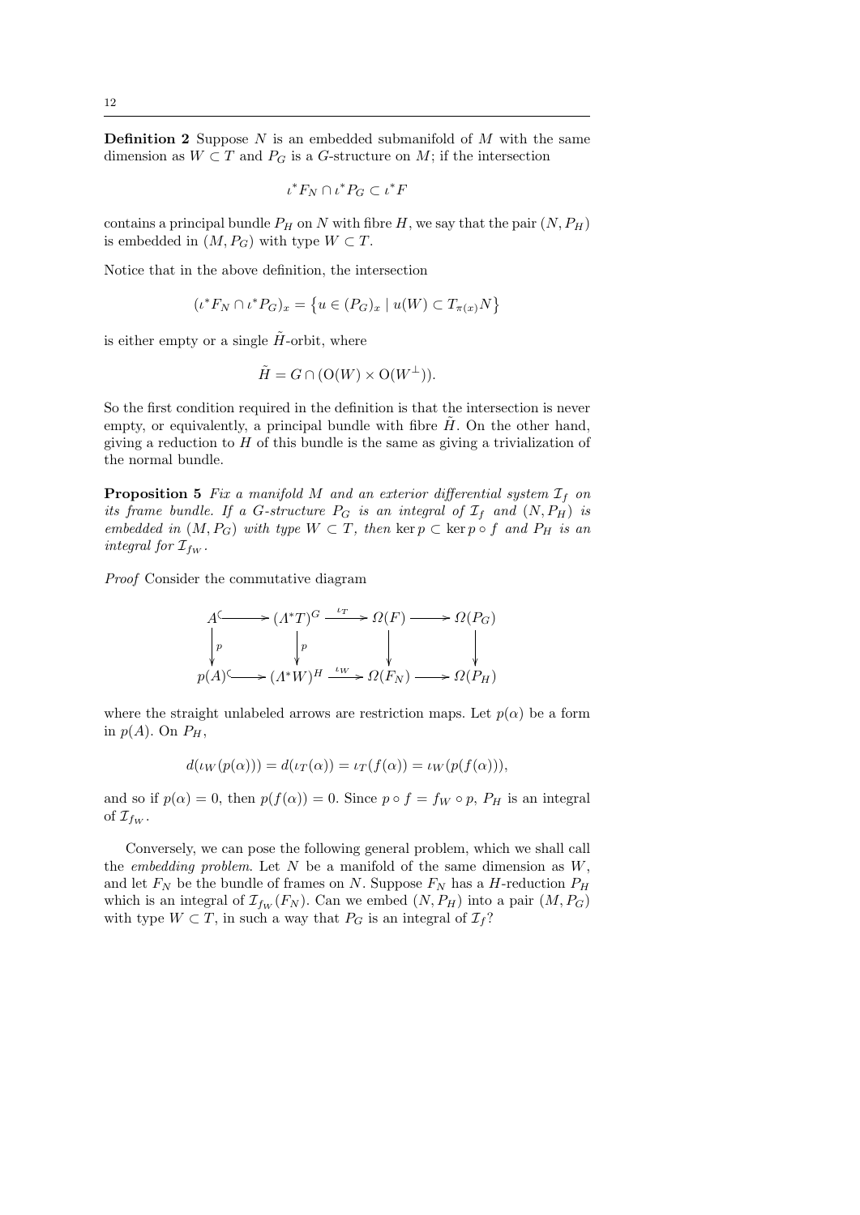**Definition 2** Suppose $N$ is an embedded submanifold of $M$ with the same dimension as $W \subset T$ and $P_G$ is a $G$-structure on $M$; if the intersection

$$\iota^* F_N \cap \iota^* P_G \subset \iota^* F$$

contains a principal bundle $P_H$ on $N$ with fibre $H$, we say that the pair $(N, P_H)$ is embedded in $(M, P_G)$ with type $W \subset T$.

Notice that in the above definition, the intersection

$$(\iota^* F_N \cap \iota^* P_G)_x = \left\{ u \in (P_G)_x \mid u(W) \subset T_{\pi(x)} N \right\}$$

is either empty or a single $\tilde{H}$-orbit, where

$$\tilde{H} = G \cap (\mathrm{O}(W) \times \mathrm{O}(W^\perp)).$$

So the first condition required in the definition is that the intersection is never empty, or equivalently, a principal bundle with fibre $\tilde{H}$. On the other hand, giving a reduction to $H$ of this bundle is the same as giving a trivialization of the normal bundle.

**Proposition 5** *Fix a manifold $M$ and an exterior differential system $\mathcal{I}_f$ on its frame bundle. If a $G$-structure $P_G$ is an integral of $\mathcal{I}_f$ and $(N, P_H)$ is embedded in $(M, P_G)$ with type $W \subset T$, then $\ker p \subset \ker p \circ f$ and $P_H$ is an integral for $\mathcal{I}_{f_W}$.*

*Proof* Consider the commutative diagram

$$\begin{array}{ccccccc}
A & \hookrightarrow & (\Lambda^* T)^G & \xrightarrow{\iota_T} & \Omega(F) & \longrightarrow & \Omega(P_G) \\
\downarrow p & & \downarrow p & & \downarrow & & \downarrow \\
p(A) & \hookrightarrow & (\Lambda^* W)^H & \xrightarrow{\iota_W} & \Omega(F_N) & \longrightarrow & \Omega(P_H)
\end{array}$$

where the straight unlabeled arrows are restriction maps. Let $p(\alpha)$ be a form in $p(A)$. On $P_H$,

$$d(\iota_W(p(\alpha))) = d(\iota_T(\alpha)) = \iota_T(f(\alpha)) = \iota_W(p(f(\alpha))),$$

and so if $p(\alpha) = 0$, then $p(f(\alpha)) = 0$. Since $p \circ f = f_W \circ p$, $P_H$ is an integral of $\mathcal{I}_{f_W}$.

Conversely, we can pose the following general problem, which we shall call the *embedding problem*. Let $N$ be a manifold of the same dimension as $W$, and let $F_N$ be the bundle of frames on $N$. Suppose $F_N$ has a $H$-reduction $P_H$ which is an integral of $\mathcal{I}_{f_W}(F_N)$. Can we embed $(N, P_H)$ into a pair $(M, P_G)$ with type $W \subset T$, in such a way that $P_G$ is an integral of $\mathcal{I}_f$?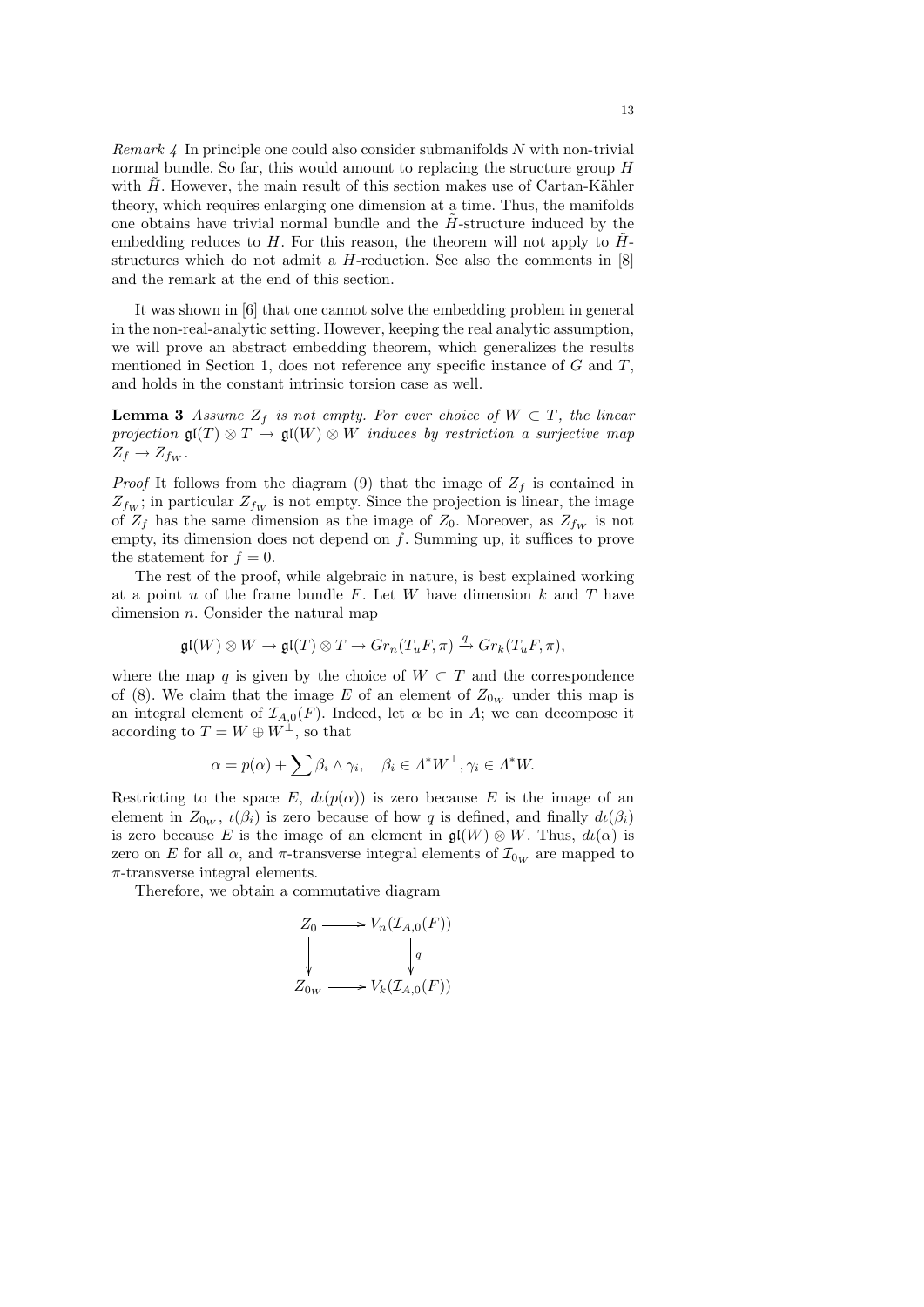*Remark 4* In principle one could also consider submanifolds $N$ with non-trivial normal bundle. So far, this would amount to replacing the structure group $H$ with $\tilde{H}$. However, the main result of this section makes use of Cartan-Kähler theory, which requires enlarging one dimension at a time. Thus, the manifolds one obtains have trivial normal bundle and the $\tilde{H}$-structure induced by the embedding reduces to $H$. For this reason, the theorem will not apply to $\tilde{H}$-structures which do not admit a $H$-reduction. See also the comments in [8] and the remark at the end of this section.

It was shown in [6] that one cannot solve the embedding problem in general in the non-real-analytic setting. However, keeping the real analytic assumption, we will prove an abstract embedding theorem, which generalizes the results mentioned in Section 1, does not reference any specific instance of $G$ and $T$, and holds in the constant intrinsic torsion case as well.

**Lemma 3** *Assume $Z_f$ is not empty. For ever choice of $W \subset T$, the linear projection $\mathfrak{gl}(T) \otimes T \to \mathfrak{gl}(W) \otimes W$ induces by restriction a surjective map $Z_f \to Z_{f_W}$.*

*Proof* It follows from the diagram (9) that the image of $Z_f$ is contained in $Z_{f_W}$; in particular $Z_{f_W}$ is not empty. Since the projection is linear, the image of $Z_f$ has the same dimension as the image of $Z_0$. Moreover, as $Z_{f_W}$ is not empty, its dimension does not depend on $f$. Summing up, it suffices to prove the statement for $f = 0$.

The rest of the proof, while algebraic in nature, is best explained working at a point $u$ of the frame bundle $F$. Let $W$ have dimension $k$ and $T$ have dimension $n$. Consider the natural map

$$\mathfrak{gl}(W) \otimes W \to \mathfrak{gl}(T) \otimes T \to Gr_n(T_u F, \pi) \xrightarrow{q} Gr_k(T_u F, \pi),$$

where the map $q$ is given by the choice of $W \subset T$ and the correspondence of (8). We claim that the image $E$ of an element of $Z_{0_W}$ under this map is an integral element of $\mathcal{I}_{A,0}(F)$. Indeed, let $\alpha$ be in $A$; we can decompose it according to $T = W \oplus W^\perp$, so that

$$\alpha = p(\alpha) + \sum \beta_i \wedge \gamma_i, \quad \beta_i \in \Lambda^* W^\perp, \gamma_i \in \Lambda^* W.$$

Restricting to the space $E$, $d\iota(p(\alpha))$ is zero because $E$ is the image of an element in $Z_{0_W}$, $\iota(\beta_i)$ is zero because of how $q$ is defined, and finally $d\iota(\beta_i)$ is zero because $E$ is the image of an element in $\mathfrak{gl}(W) \otimes W$. Thus, $d\iota(\alpha)$ is zero on $E$ for all $\alpha$, and $\pi$-transverse integral elements of $\mathcal{I}_{0_W}$ are mapped to $\pi$-transverse integral elements.

Therefore, we obtain a commutative diagram

$$\begin{array}{ccc} Z_0 & \longrightarrow & V_n(\mathcal{I}_{A,0}(F)) \\ \downarrow & & \downarrow q \\ Z_{0_W} & \longrightarrow & V_k(\mathcal{I}_{A,0}(F)) \end{array}$$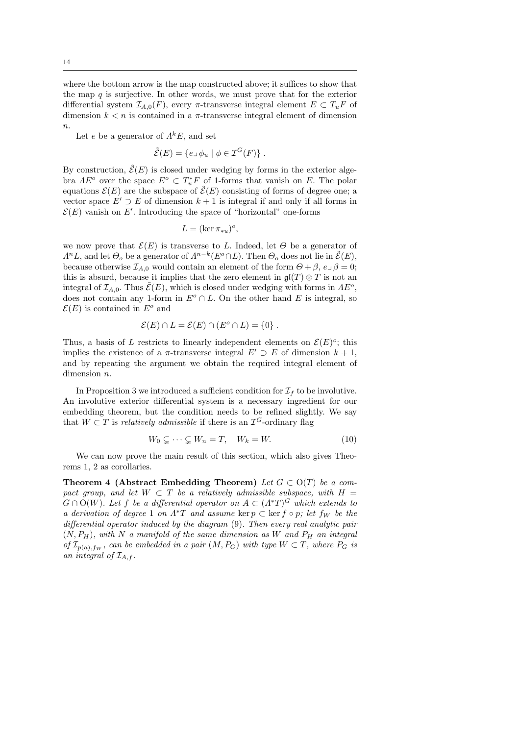where the bottom arrow is the map constructed above; it suffices to show that the map $q$ is surjective. In other words, we must prove that for the exterior differential system $\mathcal{I}_{A,0}(F)$, every $\pi$-transverse integral element $E \subset T_u F$ of dimension $k < n$ is contained in a $\pi$-transverse integral element of dimension $n$.

Let $e$ be a generator of $\Lambda^k E$, and set

$$\tilde{\mathcal{E}}(E) = \{ e \lrcorner \phi_u \mid \phi \in \mathcal{I}^G(F) \} .$$

By construction, $\tilde{\mathcal{E}}(E)$ is closed under wedging by forms in the exterior algebra $\Lambda E^o$ over the space $E^o \subset T^*_u F$ of 1-forms that vanish on $E$. The polar equations $\mathcal{E}(E)$ are the subspace of $\tilde{\mathcal{E}}(E)$ consisting of forms of degree one; a vector space $E' \supset E$ of dimension $k+1$ is integral if and only if all forms in $\mathcal{E}(E)$ vanish on $E'$. Introducing the space of "horizontal" one-forms

$$L = (\ker \pi_{*u})^o,$$

we now prove that $\mathcal{E}(E)$ is transverse to $L$. Indeed, let $\Theta$ be a generator of $\Lambda^n L$, and let $\Theta_o$ be a generator of $\Lambda^{n-k}(E^o \cap L)$. Then $\Theta_o$ does not lie in $\tilde{\mathcal{E}}(E)$, because otherwise $\mathcal{I}_{A,0}$ would contain an element of the form $\Theta + \beta$, $e \lrcorner \beta = 0$; this is absurd, because it implies that the zero element in $\mathfrak{gl}(T) \otimes T$ is not an integral of $\mathcal{I}_{A,0}$. Thus $\tilde{\mathcal{E}}(E)$, which is closed under wedging with forms in $\Lambda E^o$, does not contain any 1-form in $E^o \cap L$. On the other hand $E$ is integral, so $\mathcal{E}(E)$ is contained in $E^o$ and

$$\mathcal{E}(E) \cap L = \mathcal{E}(E) \cap (E^o \cap L) = \{0\} .$$

Thus, a basis of $L$ restricts to linearly independent elements on $\mathcal{E}(E)^o$; this implies the existence of a $\pi$-transverse integral $E' \supset E$ of dimension $k+1$, and by repeating the argument we obtain the required integral element of dimension $n$.

In Proposition 3 we introduced a sufficient condition for $\mathcal{I}_f$ to be involutive. An involutive exterior differential system is a necessary ingredient for our embedding theorem, but the condition needs to be refined slightly. We say that $W \subset T$ is *relatively admissible* if there is an $\mathcal{I}^G$-ordinary flag

$$W_0 \subsetneq \cdots \subsetneq W_n = T, \quad W_k = W. \tag{10}$$

We can now prove the main result of this section, which also gives Theorems 1, 2 as corollaries.

**Theorem 4 (Abstract Embedding Theorem)** *Let $G \subset \mathrm{O}(T)$ be a compact group, and let $W \subset T$ be a relatively admissible subspace, with $H = G \cap \mathrm{O}(W)$. Let $f$ be a differential operator on $A \subset (\Lambda^* T)^G$ which extends to a derivation of degree 1 on $\Lambda^* T$ and assume $\ker p \subset \ker f \circ p$; let $f_W$ be the differential operator induced by the diagram* (9)*. Then every real analytic pair $(N, P_H)$, with $N$ a manifold of the same dimension as $W$ and $P_H$ an integral of $\mathcal{I}_{p(a), f_W}$, can be embedded in a pair $(M, P_G)$ with type $W \subset T$, where $P_G$ is an integral of $\mathcal{I}_{A,f}$.*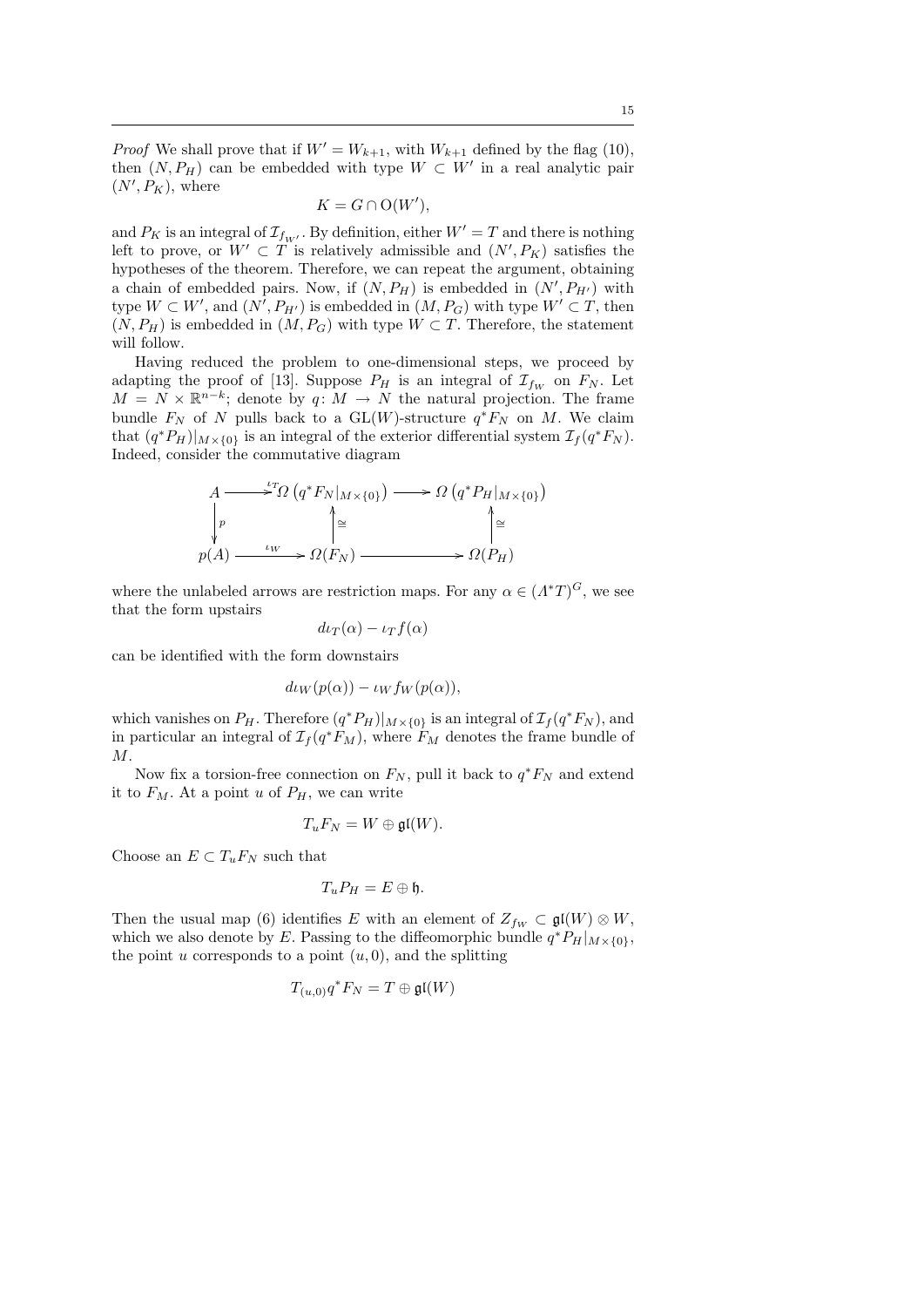*Proof* We shall prove that if $W' = W_{k+1}$, with $W_{k+1}$ defined by the flag (10), then $(N, P_H)$ can be embedded with type $W \subset W'$ in a real analytic pair $(N', P_K)$, where

$$K = G \cap \mathrm{O}(W'),$$

and $P_K$ is an integral of $\mathcal{I}_{f_{W'}}$. By definition, either $W' = T$ and there is nothing left to prove, or $W' \subset T$ is relatively admissible and $(N', P_K)$ satisfies the hypotheses of the theorem. Therefore, we can repeat the argument, obtaining a chain of embedded pairs. Now, if $(N, P_H)$ is embedded in $(N', P_{H'})$ with type $W \subset W'$, and $(N', P_{H'})$ is embedded in $(M, P_G)$ with type $W' \subset T$, then $(N, P_H)$ is embedded in $(M, P_G)$ with type $W \subset T$. Therefore, the statement will follow.

Having reduced the problem to one-dimensional steps, we proceed by adapting the proof of [13]. Suppose $P_H$ is an integral of $\mathcal{I}_{f_W}$ on $F_N$. Let $M = N \times \mathbb{R}^{n-k}$; denote by $q\colon M \to N$ the natural projection. The frame bundle $F_N$ of $N$ pulls back to a $\mathrm{GL}(W)$-structure $q^*F_N$ on $M$. We claim that $(q^*P_H)|_{M\times\{0\}}$ is an integral of the exterior differential system $\mathcal{I}_f(q^*F_N)$. Indeed, consider the commutative diagram

$$\begin{array}{ccccc}
A & \xrightarrow{\iota_T} & \Omega\left(q^*F_N|_{M\times\{0\}}\right) & \longrightarrow & \Omega\left(q^*P_H|_{M\times\{0\}}\right) \\
\Big\downarrow p & & \Big\uparrow \cong & & \Big\uparrow \cong \\
p(A) & \xrightarrow{\iota_W} & \Omega(F_N) & \longrightarrow & \Omega(P_H)
\end{array}$$

where the unlabeled arrows are restriction maps. For any $\alpha \in (\Lambda^*T)^G$, we see that the form upstairs

$$d\iota_T(\alpha) - \iota_T f(\alpha)$$

can be identified with the form downstairs

$$d\iota_W(p(\alpha)) - \iota_W f_W(p(\alpha)),$$

which vanishes on $P_H$. Therefore $(q^*P_H)|_{M\times\{0\}}$ is an integral of $\mathcal{I}_f(q^*F_N)$, and in particular an integral of $\mathcal{I}_f(q^*F_M)$, where $F_M$ denotes the frame bundle of $M$.

Now fix a torsion-free connection on $F_N$, pull it back to $q^*F_N$ and extend it to $F_M$. At a point $u$ of $P_H$, we can write

$$T_uF_N = W \oplus \mathfrak{gl}(W).$$

Choose an $E \subset T_uF_N$ such that

$$T_uP_H = E \oplus \mathfrak{h}.$$

Then the usual map (6) identifies $E$ with an element of $Z_{f_W} \subset \mathfrak{gl}(W) \otimes W$, which we also denote by $E$. Passing to the diffeomorphic bundle $q^*P_H|_{M\times\{0\}}$, the point $u$ corresponds to a point $(u, 0)$, and the splitting

$$T_{(u,0)}q^*F_N = T \oplus \mathfrak{gl}(W)$$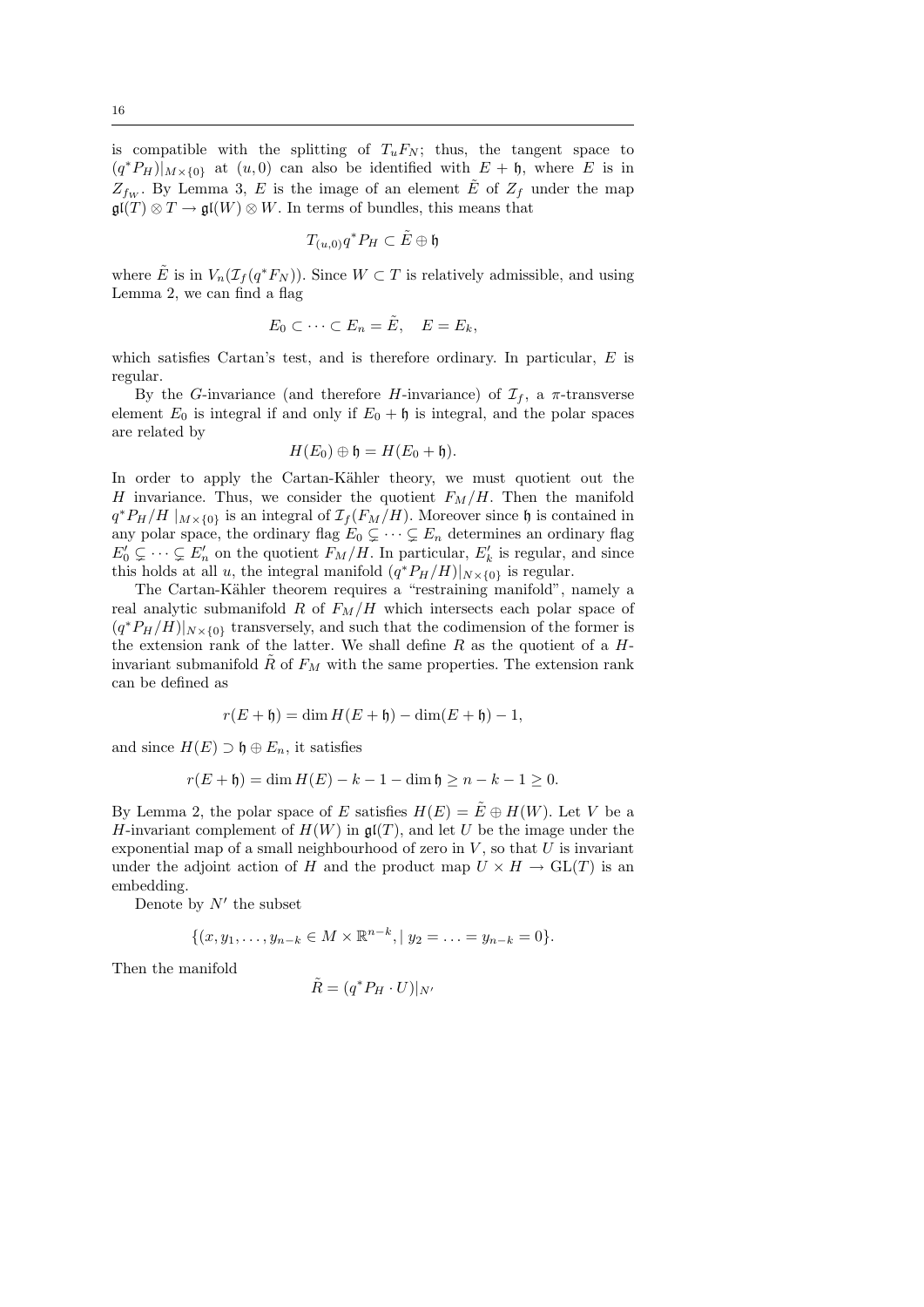is compatible with the splitting of $T_u F_N$; thus, the tangent space to $(q^*P_H)|_{M\times\{0\}}$ at $(u,0)$ can also be identified with $E+\mathfrak{h}$, where $E$ is in $Z_{f_W}$. By Lemma 3, $E$ is the image of an element $\tilde{E}$ of $Z_f$ under the map $\mathfrak{gl}(T)\otimes T \to \mathfrak{gl}(W)\otimes W$. In terms of bundles, this means that

$$T_{(u,0)}q^*P_H \subset \tilde{E}\oplus \mathfrak{h}$$

where $\tilde{E}$ is in $V_n(\mathcal{I}_f(q^*F_N))$. Since $W\subset T$ is relatively admissible, and using Lemma 2, we can find a flag

$$E_0 \subset \cdots \subset E_n = \tilde{E}, \quad E = E_k,$$

which satisfies Cartan's test, and is therefore ordinary. In particular, $E$ is regular.

By the $G$-invariance (and therefore $H$-invariance) of $\mathcal{I}_f$, a $\pi$-transverse element $E_0$ is integral if and only if $E_0+\mathfrak{h}$ is integral, and the polar spaces are related by

$$H(E_0)\oplus \mathfrak{h} = H(E_0+\mathfrak{h}).$$

In order to apply the Cartan-Kähler theory, we must quotient out the $H$ invariance. Thus, we consider the quotient $F_M/H$. Then the manifold $q^*P_H/H\mid_{M\times\{0\}}$ is an integral of $\mathcal{I}_f(F_M/H)$. Moreover since $\mathfrak{h}$ is contained in any polar space, the ordinary flag $E_0 \subsetneq \cdots \subsetneq E_n$ determines an ordinary flag $E_0' \subsetneq \cdots \subsetneq E_n'$ on the quotient $F_M/H$. In particular, $E_k'$ is regular, and since this holds at all $u$, the integral manifold $(q^*P_H/H)|_{N\times\{0\}}$ is regular.

The Cartan-Kähler theorem requires a "restraining manifold", namely a real analytic submanifold $R$ of $F_M/H$ which intersects each polar space of $(q^*P_H/H)|_{N\times\{0\}}$ transversely, and such that the codimension of the former is the extension rank of the latter. We shall define $R$ as the quotient of a $H$-invariant submanifold $\tilde{R}$ of $F_M$ with the same properties. The extension rank can be defined as

$$r(E+\mathfrak{h}) = \dim H(E+\mathfrak{h}) - \dim(E+\mathfrak{h}) - 1,$$

and since $H(E)\supset \mathfrak{h}\oplus E_n$, it satisfies

$$r(E+\mathfrak{h}) = \dim H(E) - k - 1 - \dim\mathfrak{h} \geq n-k-1 \geq 0.$$

By Lemma 2, the polar space of $E$ satisfies $H(E)=\tilde{E}\oplus H(W)$. Let $V$ be a $H$-invariant complement of $H(W)$ in $\mathfrak{gl}(T)$, and let $U$ be the image under the exponential map of a small neighbourhood of zero in $V$, so that $U$ is invariant under the adjoint action of $H$ and the product map $U\times H\to \mathrm{GL}(T)$ is an embedding.

Denote by $N'$ the subset

$$\{(x, y_1,\ldots,y_{n-k}\in M\times\mathbb{R}^{n-k}, \mid y_2=\ldots=y_{n-k}=0\}.$$

Then the manifold

$$\tilde{R} = (q^*P_H\cdot U)|_{N'}$$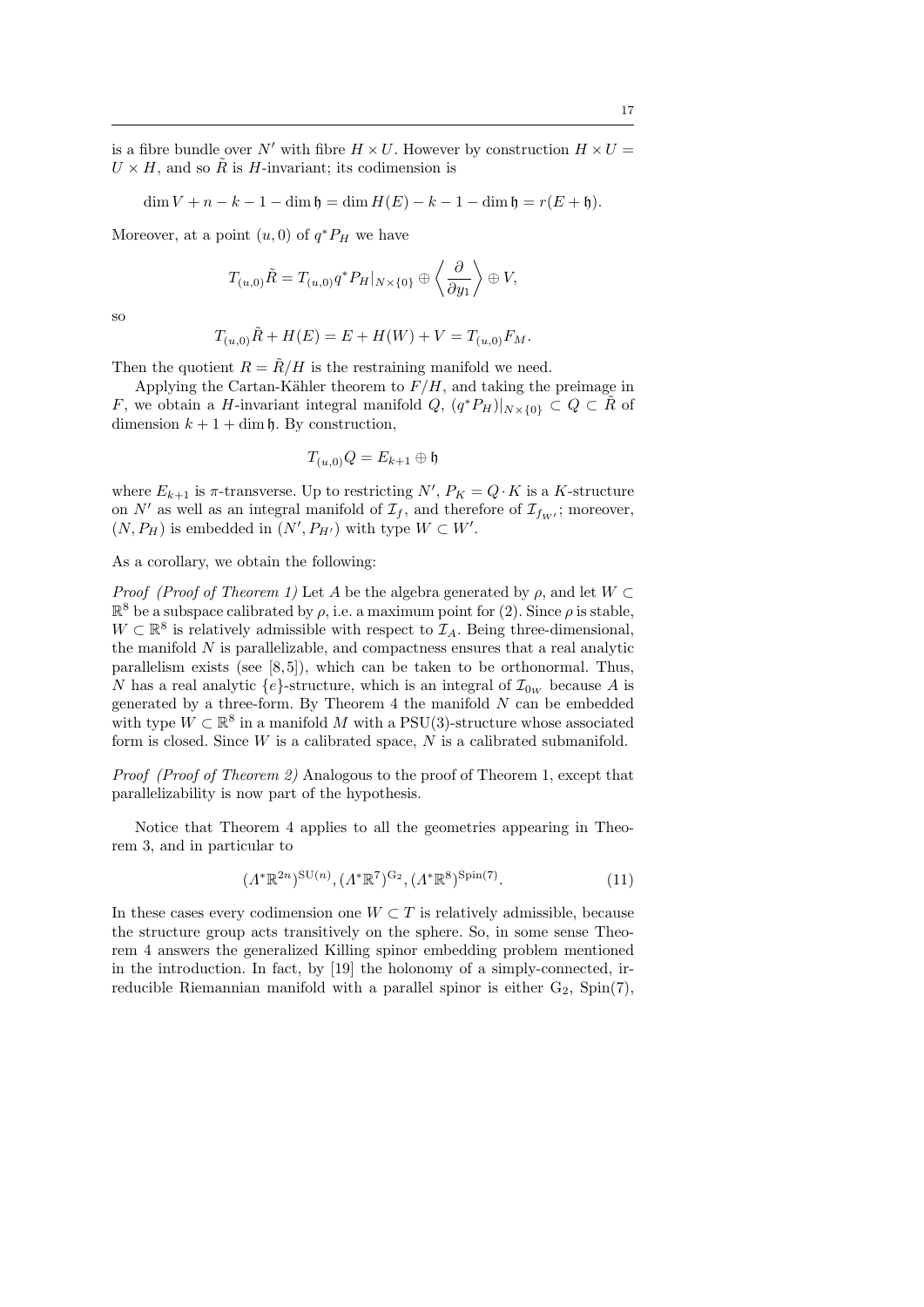is a fibre bundle over $N'$ with fibre $H \times U$. However by construction $H \times U = U \times H$, and so $\tilde{R}$ is $H$-invariant; its codimension is

$$\dim V + n - k - 1 - \dim \mathfrak{h} = \dim H(E) - k - 1 - \dim \mathfrak{h} = r(E + \mathfrak{h}).$$

Moreover, at a point $(u, 0)$ of $q^* P_H$ we have

$$T_{(u,0)} \tilde{R} = T_{(u,0)} q^* P_H|_{N \times \{0\}} \oplus \left\langle \frac{\partial}{\partial y_1} \right\rangle \oplus V,$$

so

$$T_{(u,0)} \tilde{R} + H(E) = E + H(W) + V = T_{(u,0)} F_M.$$

Then the quotient $R = \tilde{R}/H$ is the restraining manifold we need.

Applying the Cartan-Kähler theorem to $F/H$, and taking the preimage in $F$, we obtain a $H$-invariant integral manifold $Q$, $(q^* P_H)|_{N \times \{0\}} \subset Q \subset \tilde{R}$ of dimension $k + 1 + \dim \mathfrak{h}$. By construction,

$$T_{(u,0)} Q = E_{k+1} \oplus \mathfrak{h}$$

where $E_{k+1}$ is $\pi$-transverse. Up to restricting $N'$, $P_K = Q \cdot K$ is a $K$-structure on $N'$ as well as an integral manifold of $\mathcal{I}_f$, and therefore of $\mathcal{I}_{f_{W'}}$; moreover, $(N, P_H)$ is embedded in $(N', P_{H'})$ with type $W \subset W'$.

As a corollary, we obtain the following:

*Proof (Proof of Theorem 1)* Let $A$ be the algebra generated by $\rho$, and let $W \subset \mathbb{R}^8$ be a subspace calibrated by $\rho$, i.e. a maximum point for (2). Since $\rho$ is stable, $W \subset \mathbb{R}^8$ is relatively admissible with respect to $\mathcal{I}_A$. Being three-dimensional, the manifold $N$ is parallelizable, and compactness ensures that a real analytic parallelism exists (see [8,5]), which can be taken to be orthonormal. Thus, $N$ has a real analytic $\{e\}$-structure, which is an integral of $\mathcal{I}_{0_W}$ because $A$ is generated by a three-form. By Theorem 4 the manifold $N$ can be embedded with type $W \subset \mathbb{R}^8$ in a manifold $M$ with a $\mathrm{PSU}(3)$-structure whose associated form is closed. Since $W$ is a calibrated space, $N$ is a calibrated submanifold.

*Proof (Proof of Theorem 2)* Analogous to the proof of Theorem 1, except that parallelizability is now part of the hypothesis.

Notice that Theorem 4 applies to all the geometries appearing in Theorem 3, and in particular to

$$(\Lambda^* \mathbb{R}^{2n})^{\mathrm{SU}(n)}, (\Lambda^* \mathbb{R}^7)^{\mathrm{G}_2}, (\Lambda^* \mathbb{R}^8)^{\mathrm{Spin}(7)}. \tag{11}$$

In these cases every codimension one $W \subset T$ is relatively admissible, because the structure group acts transitively on the sphere. So, in some sense Theorem 4 answers the generalized Killing spinor embedding problem mentioned in the introduction. In fact, by [19] the holonomy of a simply-connected, irreducible Riemannian manifold with a parallel spinor is either $\mathrm{G}_2$, $\mathrm{Spin}(7)$,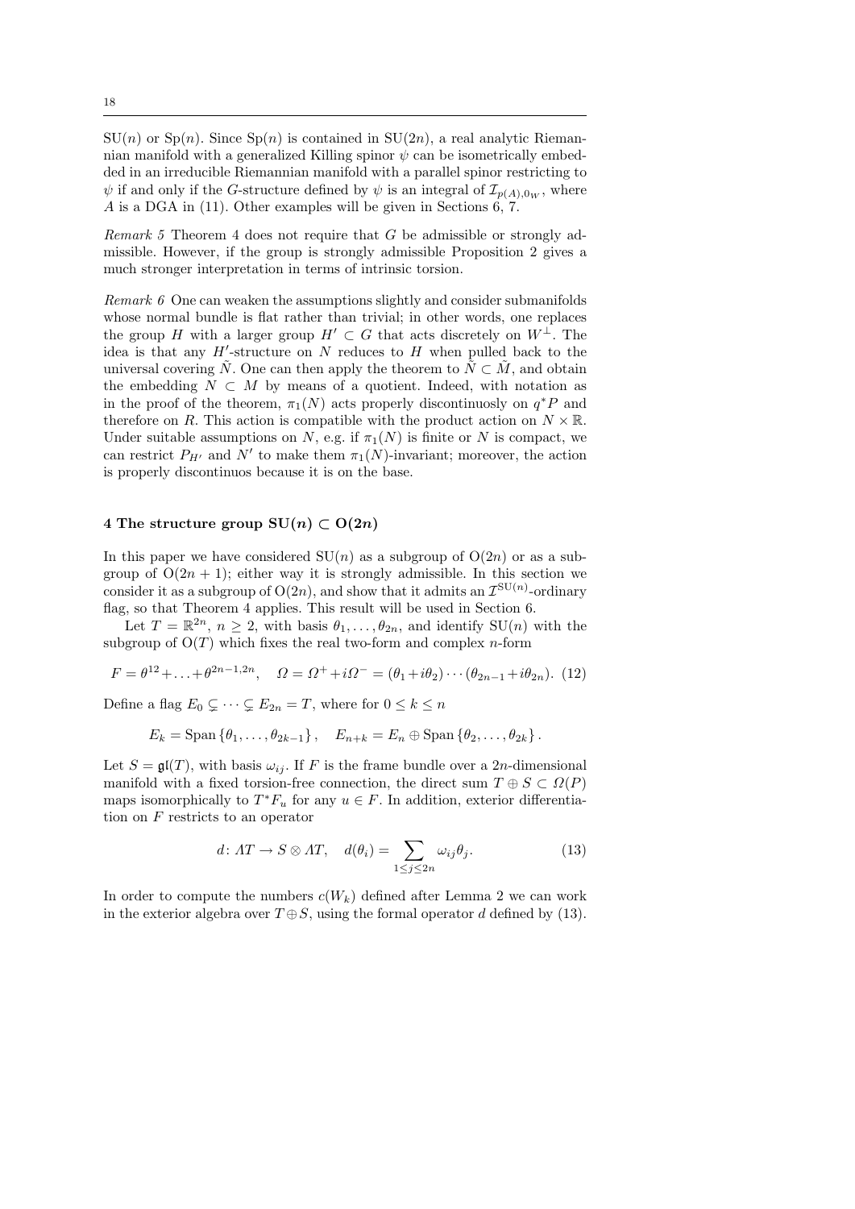SU($n$) or Sp($n$). Since Sp($n$) is contained in SU($2n$), a real analytic Riemannian manifold with a generalized Killing spinor $\psi$ can be isometrically embedded in an irreducible Riemannian manifold with a parallel spinor restricting to $\psi$ if and only if the $G$-structure defined by $\psi$ is an integral of $\mathcal{I}_{p(A),0_W}$, where $A$ is a DGA in (11). Other examples will be given in Sections 6, 7.

*Remark 5* Theorem 4 does not require that $G$ be admissible or strongly admissible. However, if the group is strongly admissible Proposition 2 gives a much stronger interpretation in terms of intrinsic torsion.

*Remark 6* One can weaken the assumptions slightly and consider submanifolds whose normal bundle is flat rather than trivial; in other words, one replaces the group $H$ with a larger group $H' \subset G$ that acts discretely on $W^\perp$. The idea is that any $H'$-structure on $N$ reduces to $H$ when pulled back to the universal covering $\tilde{N}$. One can then apply the theorem to $\tilde{N} \subset \tilde{M}$, and obtain the embedding $N \subset M$ by means of a quotient. Indeed, with notation as in the proof of the theorem, $\pi_1(N)$ acts properly discontinuosly on $q^*P$ and therefore on $R$. This action is compatible with the product action on $N \times \mathbb{R}$. Under suitable assumptions on $N$, e.g. if $\pi_1(N)$ is finite or $N$ is compact, we can restrict $P_{H'}$ and $N'$ to make them $\pi_1(N)$-invariant; moreover, the action is properly discontinuos because it is on the base.

## 4 The structure group $\mathrm{SU}(n) \subset \mathrm{O}(2n)$

In this paper we have considered SU($n$) as a subgroup of O($2n$) or as a subgroup of O($2n+1$); either way it is strongly admissible. In this section we consider it as a subgroup of O($2n$), and show that it admits an $\mathcal{I}^{\mathrm{SU}(n)}$-ordinary flag, so that Theorem 4 applies. This result will be used in Section 6.

Let $T = \mathbb{R}^{2n}$, $n \geq 2$, with basis $\theta_1, \dots, \theta_{2n}$, and identify SU($n$) with the subgroup of O($T$) which fixes the real two-form and complex $n$-form

$$F = \theta^{12} + \ldots + \theta^{2n-1,2n}, \quad \Omega = \Omega^+ + i\Omega^- = (\theta_1 + i\theta_2) \cdots (\theta_{2n-1} + i\theta_{2n}). \quad (12)$$

Define a flag $E_0 \subsetneq \cdots \subsetneq E_{2n} = T$, where for $0 \leq k \leq n$

$$E_k = \operatorname{Span}\{\theta_1, \dots, \theta_{2k-1}\}, \quad E_{n+k} = E_n \oplus \operatorname{Span}\{\theta_2, \dots, \theta_{2k}\}.$$

Let $S = \mathfrak{gl}(T)$, with basis $\omega_{ij}$. If $F$ is the frame bundle over a $2n$-dimensional manifold with a fixed torsion-free connection, the direct sum $T \oplus S \subset \Omega(P)$ maps isomorphically to $T^*F_u$ for any $u \in F$. In addition, exterior differentiation on $F$ restricts to an operator

$$d \colon \Lambda T \to S \otimes \Lambda T, \quad d(\theta_i) = \sum_{1 \leq j \leq 2n} \omega_{ij} \theta_j. \quad (13)$$

In order to compute the numbers $c(W_k)$ defined after Lemma 2 we can work in the exterior algebra over $T \oplus S$, using the formal operator $d$ defined by (13).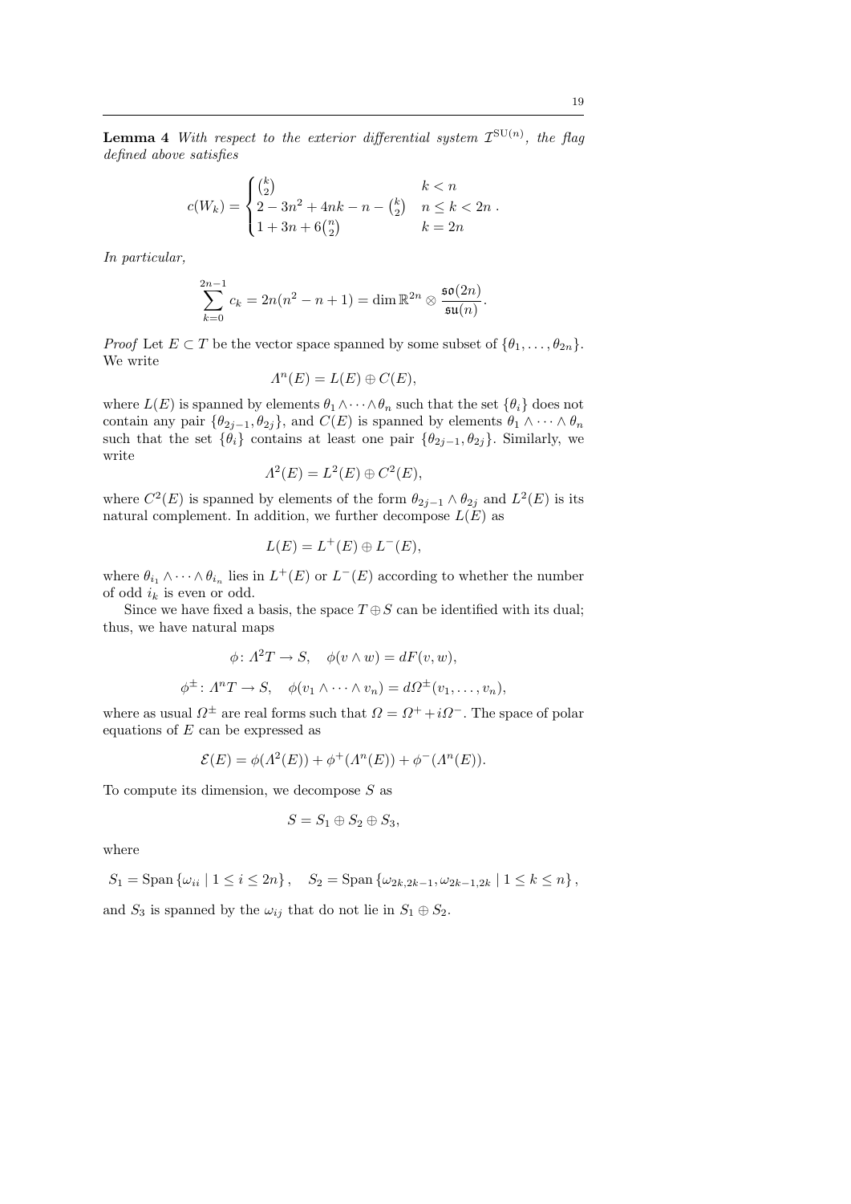**Lemma 4** *With respect to the exterior differential system $\mathcal{I}^{\mathrm{SU}(n)}$, the flag defined above satisfies*

$$c(W_k) = \begin{cases} \binom{k}{2} & k < n \\ 2 - 3n^2 + 4nk - n - \binom{k}{2} & n \leq k < 2n \\ 1 + 3n + 6\binom{n}{2} & k = 2n \end{cases}.$$

*In particular,*

$$\sum_{k=0}^{2n-1} c_k = 2n(n^2 - n + 1) = \dim \mathbb{R}^{2n} \otimes \frac{\mathfrak{so}(2n)}{\mathfrak{su}(n)}.$$

*Proof* Let $E \subset T$ be the vector space spanned by some subset of $\{\theta_1, \dots, \theta_{2n}\}$. We write

$$\Lambda^n(E) = L(E) \oplus C(E),$$

where $L(E)$ is spanned by elements $\theta_1 \wedge \dots \wedge \theta_n$ such that the set $\{\theta_i\}$ does not contain any pair $\{\theta_{2j-1}, \theta_{2j}\}$, and $C(E)$ is spanned by elements $\theta_1 \wedge \dots \wedge \theta_n$ such that the set $\{\theta_i\}$ contains at least one pair $\{\theta_{2j-1}, \theta_{2j}\}$. Similarly, we write

$$\Lambda^2(E) = L^2(E) \oplus C^2(E),$$

where $C^2(E)$ is spanned by elements of the form $\theta_{2j-1} \wedge \theta_{2j}$ and $L^2(E)$ is its natural complement. In addition, we further decompose $L(E)$ as

$$L(E) = L^+(E) \oplus L^-(E),$$

where $\theta_{i_1} \wedge \dots \wedge \theta_{i_n}$ lies in $L^+(E)$ or $L^-(E)$ according to whether the number of odd $i_k$ is even or odd.

Since we have fixed a basis, the space $T \oplus S$ can be identified with its dual; thus, we have natural maps

$$\phi \colon \Lambda^2 T \to S, \quad \phi(v \wedge w) = dF(v, w),$$

$$\phi^{\pm} \colon \Lambda^n T \to S, \quad \phi(v_1 \wedge \dots \wedge v_n) = d\Omega^{\pm}(v_1, \dots, v_n),$$

where as usual $\Omega^{\pm}$ are real forms such that $\Omega = \Omega^+ + i\Omega^-$. The space of polar equations of $E$ can be expressed as

$$\mathcal{E}(E) = \phi(\Lambda^2(E)) + \phi^+(\Lambda^n(E)) + \phi^-(\Lambda^n(E)).$$

To compute its dimension, we decompose $S$ as

$$S = S_1 \oplus S_2 \oplus S_3,$$

where

$$S_1 = \mathrm{Span}\{\omega_{ii} \mid 1 \leq i \leq 2n\}, \quad S_2 = \mathrm{Span}\{\omega_{2k,2k-1}, \omega_{2k-1,2k} \mid 1 \leq k \leq n\},$$

and $S_3$ is spanned by the $\omega_{ij}$ that do not lie in $S_1 \oplus S_2$.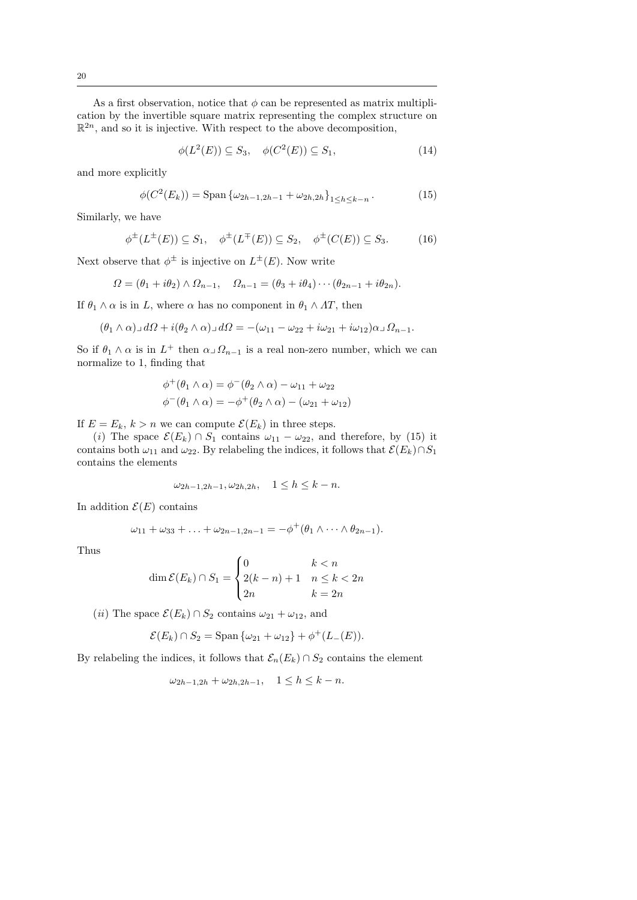As a first observation, notice that $\phi$ can be represented as matrix multiplication by the invertible square matrix representing the complex structure on $\mathbb{R}^{2n}$, and so it is injective. With respect to the above decomposition,

$$\phi(L^2(E)) \subseteq S_3, \quad \phi(C^2(E)) \subseteq S_1, \tag{14}$$

and more explicitly

$$\phi(C^2(E_k)) = \operatorname{Span}\left\{\omega_{2h-1,2h-1} + \omega_{2h,2h}\right\}_{1 \leq h \leq k-n}. \tag{15}$$

Similarly, we have

$$\phi^{\pm}(L^{\pm}(E)) \subseteq S_1, \quad \phi^{\pm}(L^{\mp}(E)) \subseteq S_2, \quad \phi^{\pm}(C(E)) \subseteq S_3. \tag{16}$$

Next observe that $\phi^{\pm}$ is injective on $L^{\pm}(E)$. Now write

$$\Omega = (\theta_1 + i\theta_2) \wedge \Omega_{n-1}, \quad \Omega_{n-1} = (\theta_3 + i\theta_4) \cdots (\theta_{2n-1} + i\theta_{2n}).$$

If $\theta_1 \wedge \alpha$ is in $L$, where $\alpha$ has no component in $\theta_1 \wedge \Lambda T$, then

$$(\theta_1 \wedge \alpha) \lrcorner \, d\Omega + i(\theta_2 \wedge \alpha) \lrcorner \, d\Omega = -(\omega_{11} - \omega_{22} + i\omega_{21} + i\omega_{12})\alpha \lrcorner \, \Omega_{n-1}.$$

So if $\theta_1 \wedge \alpha$ is in $L^+$ then $\alpha \lrcorner \, \Omega_{n-1}$ is a real non-zero number, which we can normalize to 1, finding that

$$\begin{aligned}
\phi^+(\theta_1 \wedge \alpha) &= \phi^-(\theta_2 \wedge \alpha) - \omega_{11} + \omega_{22} \\
\phi^-(\theta_1 \wedge \alpha) &= -\phi^+(\theta_2 \wedge \alpha) - (\omega_{21} + \omega_{12})
\end{aligned}$$

If $E = E_k$, $k > n$ we can compute $\mathcal{E}(E_k)$ in three steps.

($i$) The space $\mathcal{E}(E_k) \cap S_1$ contains $\omega_{11} - \omega_{22}$, and therefore, by (15) it contains both $\omega_{11}$ and $\omega_{22}$. By relabeling the indices, it follows that $\mathcal{E}(E_k) \cap S_1$ contains the elements

$$\omega_{2h-1,2h-1}, \omega_{2h,2h}, \quad 1 \leq h \leq k-n.$$

In addition $\mathcal{E}(E)$ contains

$$\omega_{11} + \omega_{33} + \ldots + \omega_{2n-1,2n-1} = -\phi^+(\theta_1 \wedge \cdots \wedge \theta_{2n-1}).$$

Thus

$$\dim \mathcal{E}(E_k) \cap S_1 = \begin{cases} 0 & k < n \\ 2(k-n) + 1 & n \leq k < 2n \\ 2n & k = 2n \end{cases}$$

($ii$) The space $\mathcal{E}(E_k) \cap S_2$ contains $\omega_{21} + \omega_{12}$, and

$$\mathcal{E}(E_k) \cap S_2 = \operatorname{Span}\left\{\omega_{21} + \omega_{12}\right\} + \phi^+(L_-(E)).$$

By relabeling the indices, it follows that $\mathcal{E}_n(E_k) \cap S_2$ contains the element

$$\omega_{2h-1,2h} + \omega_{2h,2h-1}, \quad 1 \leq h \leq k-n.$$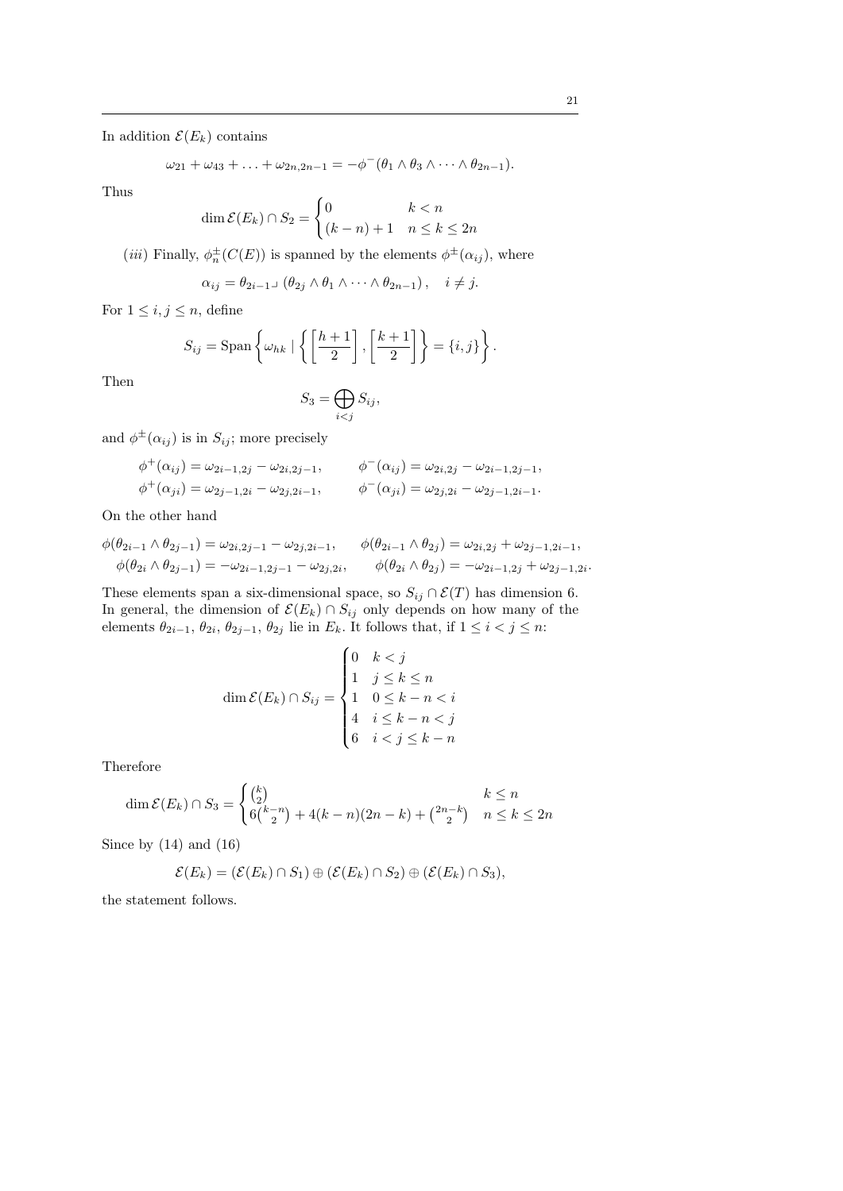In addition $\mathcal{E}(E_k)$ contains

$$\omega_{21} + \omega_{43} + \ldots + \omega_{2n,2n-1} = -\phi^-(\theta_1 \wedge \theta_3 \wedge \cdots \wedge \theta_{2n-1}).$$

Thus

$$\dim \mathcal{E}(E_k) \cap S_2 = \begin{cases} 0 & k < n \\ (k-n)+1 & n \leq k \leq 2n \end{cases}$$

(*iii*) Finally, $\phi_n^\pm(C(E))$ is spanned by the elements $\phi^\pm(\alpha_{ij})$, where

$$\alpha_{ij} = \theta_{2i-1} \lrcorner \left(\theta_{2j} \wedge \theta_1 \wedge \cdots \wedge \theta_{2n-1}\right), \quad i \neq j.$$

For $1 \leq i, j \leq n$, define

$$S_{ij} = \operatorname{Span}\left\{ \omega_{hk} \mid \left\{ \left[\frac{h+1}{2}\right], \left[\frac{k+1}{2}\right] \right\} = \{i, j\} \right\}.$$

Then

$$S_3 = \bigoplus_{i<j} S_{ij},$$

and $\phi^\pm(\alpha_{ij})$ is in $S_{ij}$; more precisely

$$\begin{aligned}
\phi^+(\alpha_{ij}) &= \omega_{2i-1,2j} - \omega_{2i,2j-1}, & \phi^-(\alpha_{ij}) &= \omega_{2i,2j} - \omega_{2i-1,2j-1}, \\
\phi^+(\alpha_{ji}) &= \omega_{2j-1,2i} - \omega_{2j,2i-1}, & \phi^-(\alpha_{ji}) &= \omega_{2j,2i} - \omega_{2j-1,2i-1}.
\end{aligned}$$

On the other hand

$$\begin{aligned}
\phi(\theta_{2i-1} \wedge \theta_{2j-1}) &= \omega_{2i,2j-1} - \omega_{2j,2i-1}, & \phi(\theta_{2i-1} \wedge \theta_{2j}) &= \omega_{2i,2j} + \omega_{2j-1,2i-1}, \\
\phi(\theta_{2i} \wedge \theta_{2j-1}) &= -\omega_{2i-1,2j-1} - \omega_{2j,2i}, & \phi(\theta_{2i} \wedge \theta_{2j}) &= -\omega_{2i-1,2j} + \omega_{2j-1,2i}.
\end{aligned}$$

These elements span a six-dimensional space, so $S_{ij} \cap \mathcal{E}(T)$ has dimension 6. In general, the dimension of $\mathcal{E}(E_k) \cap S_{ij}$ only depends on how many of the elements $\theta_{2i-1}$, $\theta_{2i}$, $\theta_{2j-1}$, $\theta_{2j}$ lie in $E_k$. It follows that, if $1 \leq i < j \leq n$:

$$\dim \mathcal{E}(E_k) \cap S_{ij} = \begin{cases} 0 & k < j \\ 1 & j \leq k \leq n \\ 1 & 0 \leq k-n < i \\ 4 & i \leq k-n < j \\ 6 & i < j \leq k-n \end{cases}$$

Therefore

$$\dim \mathcal{E}(E_k) \cap S_3 = \begin{cases} \binom{k}{2} & k \leq n \\ 6\binom{k-n}{2} + 4(k-n)(2n-k) + \binom{2n-k}{2} & n \leq k \leq 2n \end{cases}$$

Since by (14) and (16)

$$\mathcal{E}(E_k) = (\mathcal{E}(E_k) \cap S_1) \oplus (\mathcal{E}(E_k) \cap S_2) \oplus (\mathcal{E}(E_k) \cap S_3),$$

the statement follows.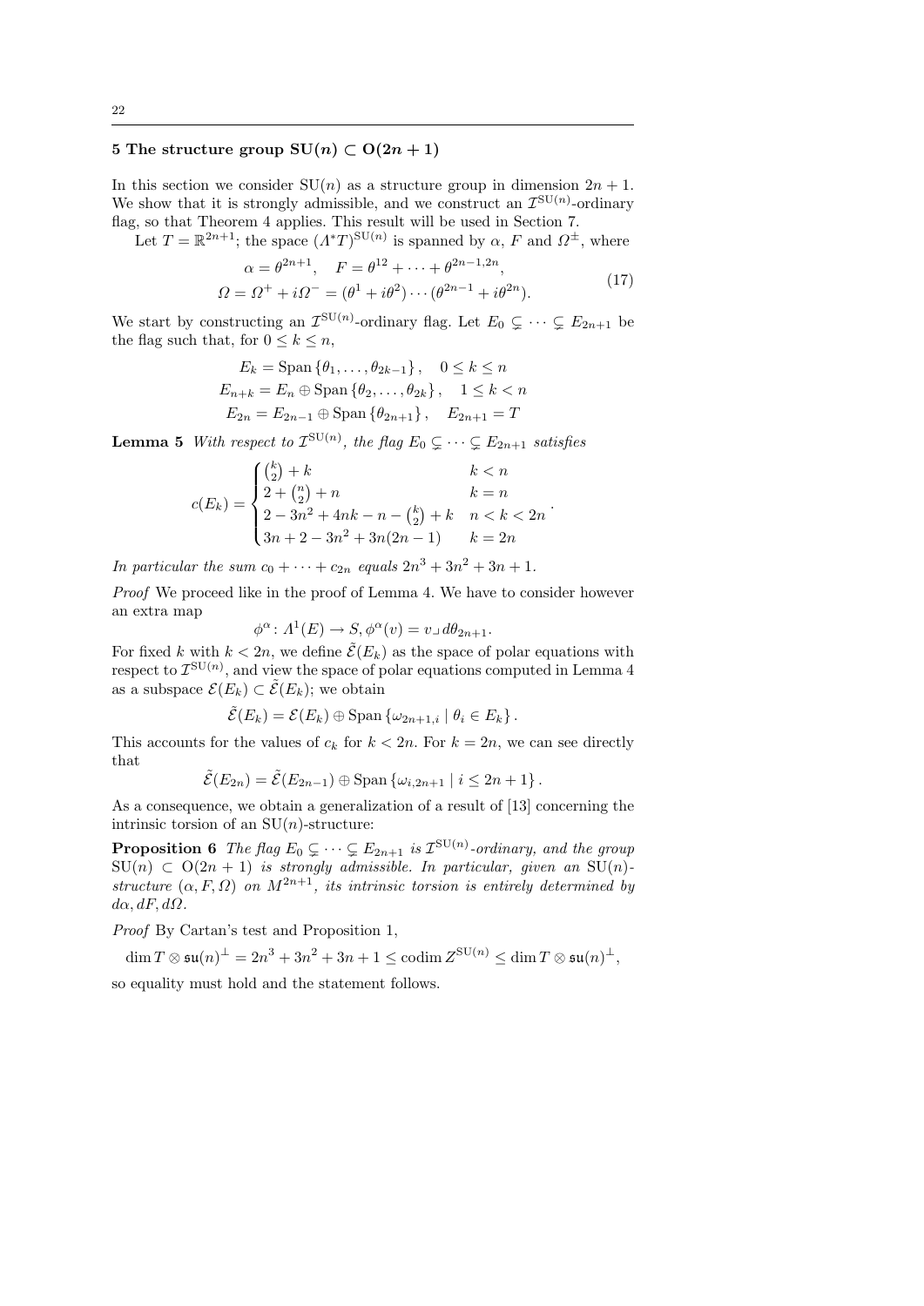## 5 The structure group $\mathrm{SU}(n) \subset \mathrm{O}(2n+1)$

In this section we consider $\mathrm{SU}(n)$ as a structure group in dimension $2n+1$. We show that it is strongly admissible, and we construct an $\mathcal{I}^{\mathrm{SU}(n)}$-ordinary flag, so that Theorem 4 applies. This result will be used in Section 7.

Let $T = \mathbb{R}^{2n+1}$; the space $(\Lambda^* T)^{\mathrm{SU}(n)}$ is spanned by $\alpha$, $F$ and $\Omega^{\pm}$, where

$$\begin{aligned} \alpha &= \theta^{2n+1}, \quad F = \theta^{12} + \cdots + \theta^{2n-1,2n}, \\ \Omega &= \Omega^+ + i\Omega^- = (\theta^1 + i\theta^2) \cdots (\theta^{2n-1} + i\theta^{2n}). \end{aligned} \tag{17}$$

We start by constructing an $\mathcal{I}^{\mathrm{SU}(n)}$-ordinary flag. Let $E_0 \subsetneq \cdots \subsetneq E_{2n+1}$ be the flag such that, for $0 \le k \le n$,

$$\begin{aligned} E_k &= \mathrm{Span}\{\theta_1, \dots, \theta_{2k-1}\}, \quad 0 \le k \le n \\ E_{n+k} &= E_n \oplus \mathrm{Span}\{\theta_2, \dots, \theta_{2k}\}, \quad 1 \le k < n \\ E_{2n} &= E_{2n-1} \oplus \mathrm{Span}\{\theta_{2n+1}\}, \quad E_{2n+1} = T \end{aligned}$$

**Lemma 5** *With respect to $\mathcal{I}^{\mathrm{SU}(n)}$, the flag $E_0 \subsetneq \cdots \subsetneq E_{2n+1}$ satisfies*

$$c(E_k) = \begin{cases} \binom{k}{2} + k & k < n \\ 2 + \binom{n}{2} + n & k = n \\ 2 - 3n^2 + 4nk - n - \binom{k}{2} + k & n < k < 2n \\ 3n + 2 - 3n^2 + 3n(2n-1) & k = 2n \end{cases}.$$

*In particular the sum $c_0 + \cdots + c_{2n}$ equals $2n^3 + 3n^2 + 3n + 1$.*

*Proof* We proceed like in the proof of Lemma 4. We have to consider however an extra map

$$\phi^{\alpha} \colon \Lambda^1(E) \to S, \phi^{\alpha}(v) = v \lrcorner d\theta_{2n+1}.$$

For fixed $k$ with $k < 2n$, we define $\tilde{\mathcal{E}}(E_k)$ as the space of polar equations with respect to $\mathcal{I}^{\mathrm{SU}(n)}$, and view the space of polar equations computed in Lemma 4 as a subspace $\mathcal{E}(E_k) \subset \tilde{\mathcal{E}}(E_k)$; we obtain

$$\tilde{\mathcal{E}}(E_k) = \mathcal{E}(E_k) \oplus \mathrm{Span}\{\omega_{2n+1,i} \mid \theta_i \in E_k\}.$$

This accounts for the values of $c_k$ for $k < 2n$. For $k = 2n$, we can see directly that

$$\tilde{\mathcal{E}}(E_{2n}) = \tilde{\mathcal{E}}(E_{2n-1}) \oplus \mathrm{Span}\{\omega_{i,2n+1} \mid i \le 2n+1\}.$$

As a consequence, we obtain a generalization of a result of [13] concerning the intrinsic torsion of an $\mathrm{SU}(n)$-structure:

**Proposition 6** *The flag $E_0 \subsetneq \cdots \subsetneq E_{2n+1}$ is $\mathcal{I}^{\mathrm{SU}(n)}$-ordinary, and the group $\mathrm{SU}(n) \subset \mathrm{O}(2n+1)$ is strongly admissible. In particular, given an $\mathrm{SU}(n)$-structure $(\alpha, F, \Omega)$ on $M^{2n+1}$, its intrinsic torsion is entirely determined by $d\alpha, dF, d\Omega$.*

*Proof* By Cartan's test and Proposition 1,

$$\dim T \otimes \mathfrak{su}(n)^{\perp} = 2n^3 + 3n^2 + 3n + 1 \le \operatorname{codim} Z^{\mathrm{SU}(n)} \le \dim T \otimes \mathfrak{su}(n)^{\perp},$$

so equality must hold and the statement follows.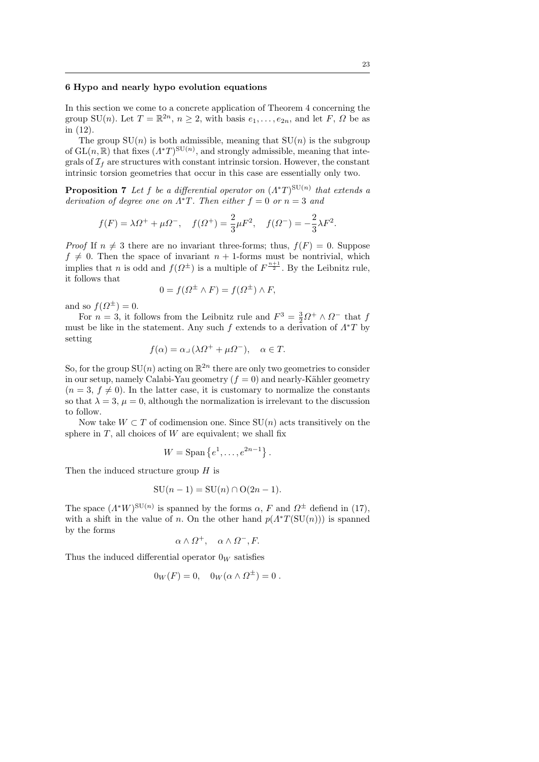## 6 Hypo and nearly hypo evolution equations

In this section we come to a concrete application of Theorem 4 concerning the group $\mathrm{SU}(n)$. Let $T = \mathbb{R}^{2n}$, $n \geq 2$, with basis $e_1, \ldots, e_{2n}$, and let $F$, $\Omega$ be as in (12).

The group $\mathrm{SU}(n)$ is both admissible, meaning that $\mathrm{SU}(n)$ is the subgroup of $\mathrm{GL}(n, \mathbb{R})$ that fixes $(\Lambda^*T)^{\mathrm{SU}(n)}$, and strongly admissible, meaning that integrals of $\mathcal{I}_f$ are structures with constant intrinsic torsion. However, the constant intrinsic torsion geometries that occur in this case are essentially only two.

**Proposition 7** *Let $f$ be a differential operator on $(\Lambda^*T)^{\mathrm{SU}(n)}$ that extends a derivation of degree one on $\Lambda^*T$. Then either $f = 0$ or $n = 3$ and*

$$f(F) = \lambda\Omega^+ + \mu\Omega^-, \quad f(\Omega^+) = \frac{2}{3}\mu F^2, \quad f(\Omega^-) = -\frac{2}{3}\lambda F^2.$$

*Proof* If $n \neq 3$ there are no invariant three-forms; thus, $f(F) = 0$. Suppose $f \neq 0$. Then the space of invariant $n+1$-forms must be nontrivial, which implies that $n$ is odd and $f(\Omega^\pm)$ is a multiple of $F^{\frac{n+1}{2}}$. By the Leibnitz rule, it follows that

$$0 = f(\Omega^\pm \wedge F) = f(\Omega^\pm) \wedge F,$$

and so $f(\Omega^\pm) = 0$.

For $n = 3$, it follows from the Leibnitz rule and $F^3 = \frac{3}{2}\Omega^+ \wedge \Omega^-$ that $f$ must be like in the statement. Any such $f$ extends to a derivation of $\Lambda^*T$ by setting

$$f(\alpha) = \alpha \lrcorner (\lambda\Omega^+ + \mu\Omega^-), \quad \alpha \in T.$$

So, for the group $\mathrm{SU}(n)$ acting on $\mathbb{R}^{2n}$ there are only two geometries to consider in our setup, namely Calabi-Yau geometry ($f = 0$) and nearly-Kähler geometry ($n = 3$, $f \neq 0$). In the latter case, it is customary to normalize the constants so that $\lambda = 3$, $\mu = 0$, although the normalization is irrelevant to the discussion to follow.

Now take $W \subset T$ of codimension one. Since $\mathrm{SU}(n)$ acts transitively on the sphere in $T$, all choices of $W$ are equivalent; we shall fix

$$W = \operatorname{Span}\left\{e^1, \ldots, e^{2n-1}\right\}.$$

Then the induced structure group $H$ is

$$\mathrm{SU}(n-1) = \mathrm{SU}(n) \cap \mathrm{O}(2n-1).$$

The space $(\Lambda^*W)^{\mathrm{SU}(n)}$ is spanned by the forms $\alpha$, $F$ and $\Omega^\pm$ defiend in (17), with a shift in the value of $n$. On the other hand $p(\Lambda^*T(\mathrm{SU}(n)))$ is spanned by the forms

$$\alpha \wedge \Omega^+, \quad \alpha \wedge \Omega^-, F.$$

Thus the induced differential operator $0_W$ satisfies

$$0_W(F) = 0, \quad 0_W(\alpha \wedge \Omega^\pm) = 0\ .$$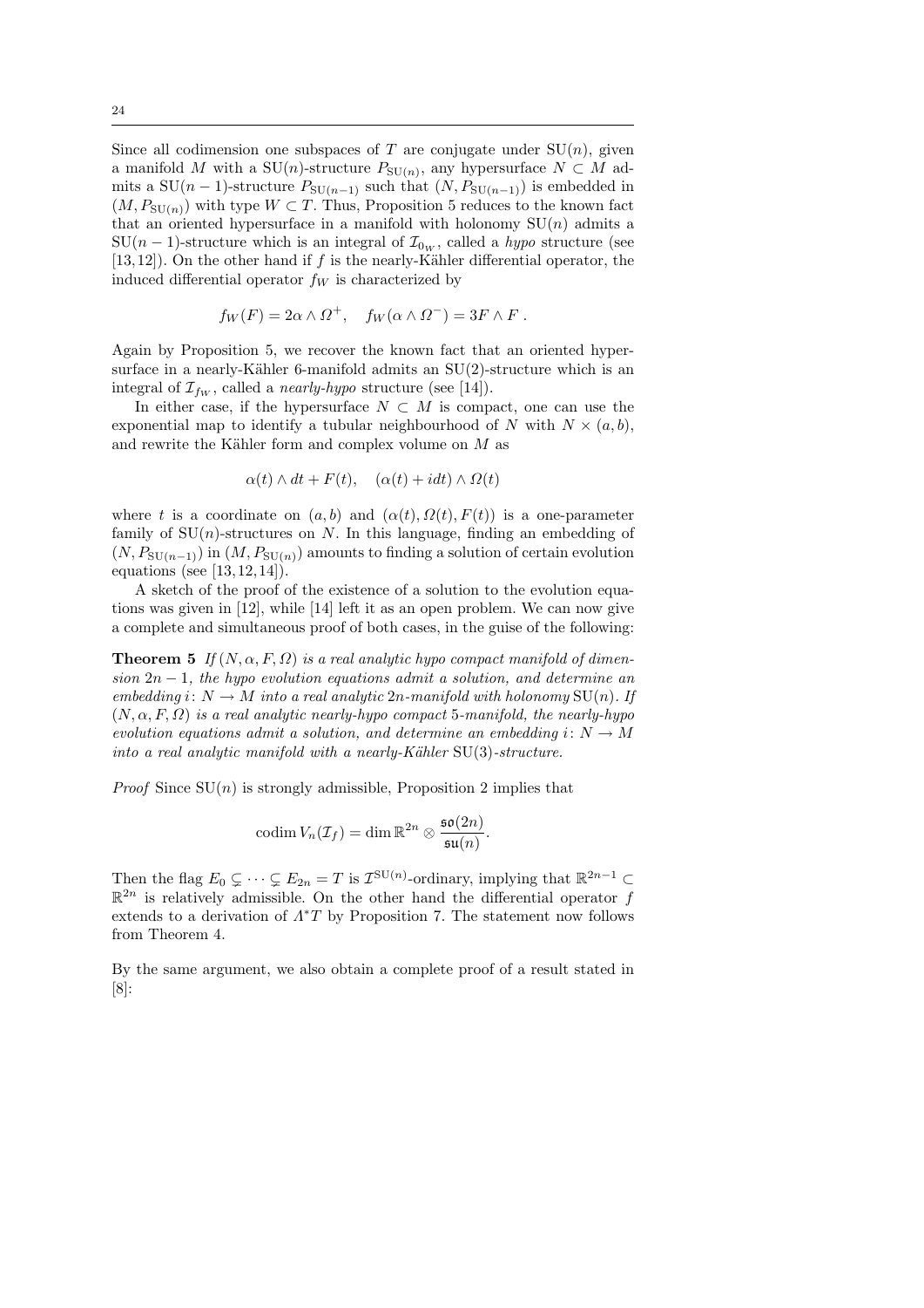Since all codimension one subspaces of $T$ are conjugate under $\mathrm{SU}(n)$, given a manifold $M$ with a $\mathrm{SU}(n)$-structure $P_{\mathrm{SU}(n)}$, any hypersurface $N \subset M$ admits a $\mathrm{SU}(n-1)$-structure $P_{\mathrm{SU}(n-1)}$ such that $(N, P_{\mathrm{SU}(n-1)})$ is embedded in $(M, P_{\mathrm{SU}(n)})$ with type $W \subset T$. Thus, Proposition 5 reduces to the known fact that an oriented hypersurface in a manifold with holonomy $\mathrm{SU}(n)$ admits a $\mathrm{SU}(n-1)$-structure which is an integral of $\mathcal{I}_{0_W}$, called a *hypo* structure (see [13,12]). On the other hand if $f$ is the nearly-Kähler differential operator, the induced differential operator $f_W$ is characterized by

$$f_W(F) = 2\alpha \wedge \Omega^+, \quad f_W(\alpha \wedge \Omega^-) = 3F \wedge F\,.$$

Again by Proposition 5, we recover the known fact that an oriented hypersurface in a nearly-Kähler 6-manifold admits an $\mathrm{SU}(2)$-structure which is an integral of $\mathcal{I}_{f_W}$, called a *nearly-hypo* structure (see [14]).

In either case, if the hypersurface $N \subset M$ is compact, one can use the exponential map to identify a tubular neighbourhood of $N$ with $N \times (a,b)$, and rewrite the Kähler form and complex volume on $M$ as

$$\alpha(t) \wedge dt + F(t), \quad (\alpha(t) + i dt) \wedge \Omega(t)$$

where $t$ is a coordinate on $(a,b)$ and $(\alpha(t), \Omega(t), F(t))$ is a one-parameter family of $\mathrm{SU}(n)$-structures on $N$. In this language, finding an embedding of $(N, P_{\mathrm{SU}(n-1)})$ in $(M, P_{\mathrm{SU}(n)})$ amounts to finding a solution of certain evolution equations (see [13,12,14]).

A sketch of the proof of the existence of a solution to the evolution equations was given in [12], while [14] left it as an open problem. We can now give a complete and simultaneous proof of both cases, in the guise of the following:

**Theorem 5** *If $(N, \alpha, F, \Omega)$ is a real analytic hypo compact manifold of dimension $2n-1$, the hypo evolution equations admit a solution, and determine an embedding $i \colon N \to M$ into a real analytic $2n$-manifold with holonomy $\mathrm{SU}(n)$. If $(N, \alpha, F, \Omega)$ is a real analytic nearly-hypo compact 5-manifold, the nearly-hypo evolution equations admit a solution, and determine an embedding $i \colon N \to M$ into a real analytic manifold with a nearly-Kähler $\mathrm{SU}(3)$-structure.*

*Proof* Since $\mathrm{SU}(n)$ is strongly admissible, Proposition 2 implies that

$$\operatorname{codim} V_n(\mathcal{I}_f) = \dim \mathbb{R}^{2n} \otimes \frac{\mathfrak{so}(2n)}{\mathfrak{su}(n)}.$$

Then the flag $E_0 \subsetneq \cdots \subsetneq E_{2n} = T$ is $\mathcal{I}^{\mathrm{SU}(n)}$-ordinary, implying that $\mathbb{R}^{2n-1} \subset \mathbb{R}^{2n}$ is relatively admissible. On the other hand the differential operator $f$ extends to a derivation of $\Lambda^* T$ by Proposition 7. The statement now follows from Theorem 4.

By the same argument, we also obtain a complete proof of a result stated in [8]: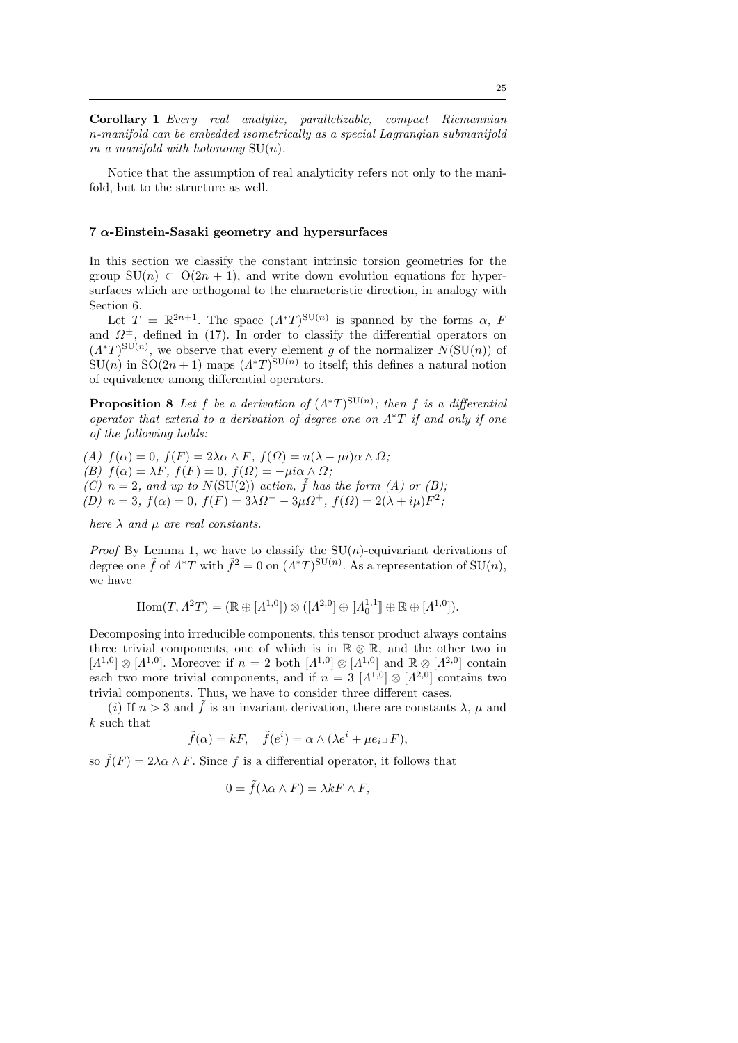**Corollary 1** *Every real analytic, parallelizable, compact Riemannian $n$-manifold can be embedded isometrically as a special Lagrangian submanifold in a manifold with holonomy $\mathrm{SU}(n)$.*

Notice that the assumption of real analyticity refers not only to the manifold, but to the structure as well.

## 7 $\alpha$-Einstein-Sasaki geometry and hypersurfaces

In this section we classify the constant intrinsic torsion geometries for the group $\mathrm{SU}(n) \subset \mathrm{O}(2n+1)$, and write down evolution equations for hypersurfaces which are orthogonal to the characteristic direction, in analogy with Section 6.

Let $T = \mathbb{R}^{2n+1}$. The space $(\Lambda^*T)^{\mathrm{SU}(n)}$ is spanned by the forms $\alpha$, $F$ and $\Omega^{\pm}$, defined in (17). In order to classify the differential operators on $(\Lambda^*T)^{\mathrm{SU}(n)}$, we observe that every element $g$ of the normalizer $N(\mathrm{SU}(n))$ of $\mathrm{SU}(n)$ in $\mathrm{SO}(2n+1)$ maps $(\Lambda^*T)^{\mathrm{SU}(n)}$ to itself; this defines a natural notion of equivalence among differential operators.

**Proposition 8** *Let $f$ be a derivation of $(\Lambda^*T)^{\mathrm{SU}(n)}$; then $f$ is a differential operator that extend to a derivation of degree one on $\Lambda^*T$ if and only if one of the following holds:*

*(A) $f(\alpha) = 0$, $f(F) = 2\lambda\alpha \wedge F$, $f(\Omega) = n(\lambda - \mu i)\alpha \wedge \Omega$;*
*(B) $f(\alpha) = \lambda F$, $f(F) = 0$, $f(\Omega) = -\mu i\alpha \wedge \Omega$;*
*(C) $n = 2$, and up to $N(\mathrm{SU}(2))$ action, $\tilde{f}$ has the form (A) or (B);*
*(D) $n = 3$, $f(\alpha) = 0$, $f(F) = 3\lambda\Omega^- - 3\mu\Omega^+$, $f(\Omega) = 2(\lambda + i\mu)F^2$;*

*here $\lambda$ and $\mu$ are real constants.*

*Proof* By Lemma 1, we have to classify the $\mathrm{SU}(n)$-equivariant derivations of degree one $\tilde{f}$ of $\Lambda^*T$ with $\tilde{f}^2 = 0$ on $(\Lambda^*T)^{\mathrm{SU}(n)}$. As a representation of $\mathrm{SU}(n)$, we have

$$\mathrm{Hom}(T, \Lambda^2 T) = (\mathbb{R} \oplus [\Lambda^{1,0}]) \otimes ([\Lambda^{2,0}] \oplus [\![\Lambda^{1,1}_0]\!] \oplus \mathbb{R} \oplus [\Lambda^{1,0}]).$$

Decomposing into irreducible components, this tensor product always contains three trivial components, one of which is in $\mathbb{R} \otimes \mathbb{R}$, and the other two in $[\Lambda^{1,0}] \otimes [\Lambda^{1,0}]$. Moreover if $n = 2$ both $[\Lambda^{1,0}] \otimes [\Lambda^{1,0}]$ and $\mathbb{R} \otimes [\Lambda^{2,0}]$ contain each two more trivial components, and if $n = 3$ $[\Lambda^{1,0}] \otimes [\Lambda^{2,0}]$ contains two trivial components. Thus, we have to consider three different cases.

$(i)$ If $n > 3$ and $\tilde{f}$ is an invariant derivation, there are constants $\lambda$, $\mu$ and $k$ such that

$$\tilde{f}(\alpha) = kF, \quad \tilde{f}(e^i) = \alpha \wedge (\lambda e^i + \mu e_i \lrcorner F),$$

so $\tilde{f}(F) = 2\lambda\alpha \wedge F$. Since $f$ is a differential operator, it follows that

$$0 = \tilde{f}(\lambda\alpha \wedge F) = \lambda k F \wedge F,$$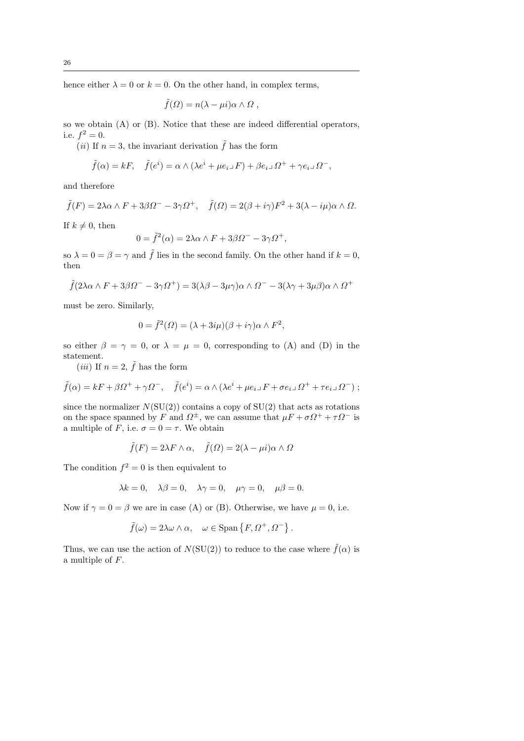hence either $\lambda = 0$ or $k = 0$. On the other hand, in complex terms,

$$\tilde{f}(\Omega) = n(\lambda - \mu i)\alpha \wedge \Omega \ ,$$

so we obtain (A) or (B). Notice that these are indeed differential operators, i.e. $f^2 = 0$.

(*ii*) If $n = 3$, the invariant derivation $\tilde{f}$ has the form

$$\tilde{f}(\alpha) = kF, \quad \tilde{f}(e^i) = \alpha \wedge (\lambda e^i + \mu e_i \lrcorner F) + \beta e_i \lrcorner \Omega^+ + \gamma e_i \lrcorner \Omega^-,$$

and therefore

$$\tilde{f}(F) = 2\lambda \alpha \wedge F + 3\beta \Omega^- - 3\gamma \Omega^+, \quad \tilde{f}(\Omega) = 2(\beta + i\gamma)F^2 + 3(\lambda - i\mu)\alpha \wedge \Omega.$$

If $k \neq 0$, then

$$0 = \tilde{f}^2(\alpha) = 2\lambda \alpha \wedge F + 3\beta \Omega^- - 3\gamma \Omega^+,$$

so $\lambda = 0 = \beta = \gamma$ and $\tilde{f}$ lies in the second family. On the other hand if $k = 0$, then

$$\tilde{f}(2\lambda \alpha \wedge F + 3\beta \Omega^- - 3\gamma \Omega^+) = 3(\lambda\beta - 3\mu\gamma)\alpha \wedge \Omega^- - 3(\lambda\gamma + 3\mu\beta)\alpha \wedge \Omega^+$$

must be zero. Similarly,

$$0 = \tilde{f}^2(\Omega) = (\lambda + 3i\mu)(\beta + i\gamma)\alpha \wedge F^2,$$

so either $\beta = \gamma = 0$, or $\lambda = \mu = 0$, corresponding to (A) and (D) in the statement.

(*iii*) If $n = 2$, $\tilde{f}$ has the form

$$\tilde{f}(\alpha) = kF + \beta \Omega^+ + \gamma \Omega^-, \quad \tilde{f}(e^i) = \alpha \wedge (\lambda e^i + \mu e_i \lrcorner F + \sigma e_i \lrcorner \Omega^+ + \tau e_i \lrcorner \Omega^-) \ ;$$

since the normalizer $N(\mathrm{SU}(2))$ contains a copy of $\mathrm{SU}(2)$ that acts as rotations on the space spanned by $F$ and $\Omega^\pm$, we can assume that $\mu F + \sigma \Omega^+ + \tau \Omega^-$ is a multiple of $F$, i.e. $\sigma = 0 = \tau$. We obtain

$$\tilde{f}(F) = 2\lambda F \wedge \alpha, \quad \tilde{f}(\Omega) = 2(\lambda - \mu i)\alpha \wedge \Omega$$

The condition $f^2 = 0$ is then equivalent to

$$\lambda k = 0, \quad \lambda\beta = 0, \quad \lambda\gamma = 0, \quad \mu\gamma = 0, \quad \mu\beta = 0.$$

Now if $\gamma = 0 = \beta$ we are in case (A) or (B). Otherwise, we have $\mu = 0$, i.e.

$$\tilde{f}(\omega) = 2\lambda \omega \wedge \alpha, \quad \omega \in \mathrm{Span}\left\{F, \Omega^+, \Omega^-\right\}.$$

Thus, we can use the action of $N(\mathrm{SU}(2))$ to reduce to the case where $\tilde{f}(\alpha)$ is a multiple of $F$.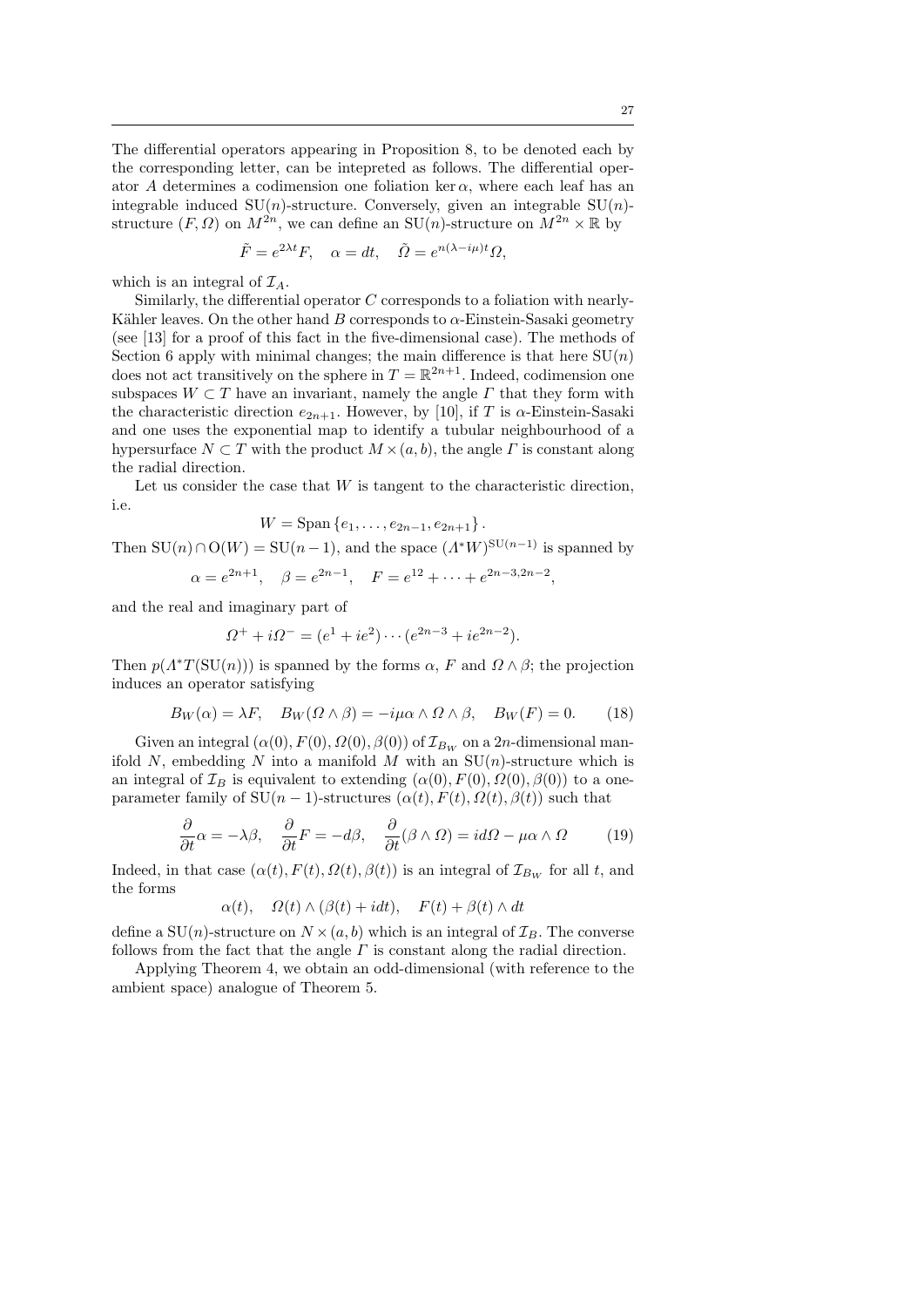The differential operators appearing in Proposition 8, to be denoted each by the corresponding letter, can be intepreted as follows. The differential operator $A$ determines a codimension one foliation $\ker\alpha$, where each leaf has an integrable induced $\mathrm{SU}(n)$-structure. Conversely, given an integrable $\mathrm{SU}(n)$-structure $(F,\Omega)$ on $M^{2n}$, we can define an $\mathrm{SU}(n)$-structure on $M^{2n}\times\mathbb{R}$ by

$$\tilde{F}=e^{2\lambda t}F,\quad \alpha=dt,\quad \tilde{\Omega}=e^{n(\lambda-i\mu)t}\Omega,$$

which is an integral of $\mathcal{I}_A$.

Similarly, the differential operator $C$ corresponds to a foliation with nearly-Kähler leaves. On the other hand $B$ corresponds to $\alpha$-Einstein-Sasaki geometry (see [13] for a proof of this fact in the five-dimensional case). The methods of Section 6 apply with minimal changes; the main difference is that here $\mathrm{SU}(n)$ does not act transitively on the sphere in $T=\mathbb{R}^{2n+1}$. Indeed, codimension one subspaces $W\subset T$ have an invariant, namely the angle $\Gamma$ that they form with the characteristic direction $e_{2n+1}$. However, by [10], if $T$ is $\alpha$-Einstein-Sasaki and one uses the exponential map to identify a tubular neighbourhood of a hypersurface $N\subset T$ with the product $M\times(a,b)$, the angle $\Gamma$ is constant along the radial direction.

Let us consider the case that $W$ is tangent to the characteristic direction, i.e.

$$W=\operatorname{Span}\{e_1,\dots,e_{2n-1},e_{2n+1}\}.$$

Then $\mathrm{SU}(n)\cap\mathrm{O}(W)=\mathrm{SU}(n-1)$, and the space $(\Lambda^*W)^{\mathrm{SU}(n-1)}$ is spanned by

$$\alpha=e^{2n+1},\quad \beta=e^{2n-1},\quad F=e^{12}+\dots+e^{2n-3,2n-2},$$

and the real and imaginary part of

$$\Omega^++i\Omega^-=(e^1+ie^2)\cdots(e^{2n-3}+ie^{2n-2}).$$

Then $p(\Lambda^*T(\mathrm{SU}(n)))$ is spanned by the forms $\alpha$, $F$ and $\Omega\wedge\beta$; the projection induces an operator satisfying

$$B_W(\alpha)=\lambda F,\quad B_W(\Omega\wedge\beta)=-i\mu\alpha\wedge\Omega\wedge\beta,\quad B_W(F)=0. \tag{18}$$

Given an integral $(\alpha(0),F(0),\Omega(0),\beta(0))$ of $\mathcal{I}_{B_W}$ on a $2n$-dimensional manifold $N$, embedding $N$ into a manifold $M$ with an $\mathrm{SU}(n)$-structure which is an integral of $\mathcal{I}_B$ is equivalent to extending $(\alpha(0),F(0),\Omega(0),\beta(0))$ to a one-parameter family of $\mathrm{SU}(n-1)$-structures $(\alpha(t),F(t),\Omega(t),\beta(t))$ such that

$$\frac{\partial}{\partial t}\alpha=-\lambda\beta,\quad \frac{\partial}{\partial t}F=-d\beta,\quad \frac{\partial}{\partial t}(\beta\wedge\Omega)=id\Omega-\mu\alpha\wedge\Omega \tag{19}$$

Indeed, in that case $(\alpha(t),F(t),\Omega(t),\beta(t))$ is an integral of $\mathcal{I}_{B_W}$ for all $t$, and the forms

$$\alpha(t),\quad \Omega(t)\wedge(\beta(t)+idt),\quad F(t)+\beta(t)\wedge dt$$

define a $\mathrm{SU}(n)$-structure on $N\times(a,b)$ which is an integral of $\mathcal{I}_B$. The converse follows from the fact that the angle $\Gamma$ is constant along the radial direction.

Applying Theorem 4, we obtain an odd-dimensional (with reference to the ambient space) analogue of Theorem 5.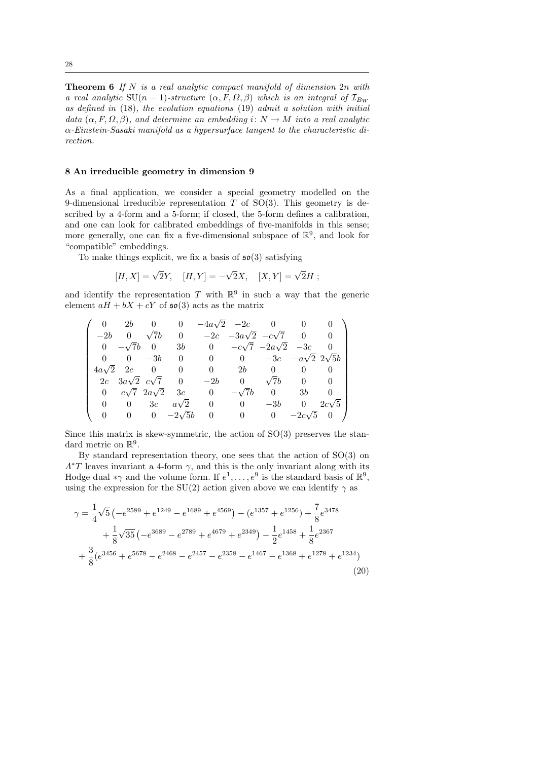**Theorem 6** *If $N$ is a real analytic compact manifold of dimension $2n$ with a real analytic $\mathrm{SU}(n-1)$-structure $(\alpha, F, \Omega, \beta)$ which is an integral of $\mathcal{I}_{B_W}$ as defined in (18), the evolution equations (19) admit a solution with initial data $(\alpha, F, \Omega, \beta)$, and determine an embedding $i\colon N \to M$ into a real analytic $\alpha$-Einstein-Sasaki manifold as a hypersurface tangent to the characteristic direction.*

## 8 An irreducible geometry in dimension 9

As a final application, we consider a special geometry modelled on the 9-dimensional irreducible representation $T$ of $\mathrm{SO}(3)$. This geometry is described by a 4-form and a 5-form; if closed, the 5-form defines a calibration, and one can look for calibrated embeddings of five-manifolds in this sense; more generally, one can fix a five-dimensional subspace of $\mathbb{R}^9$, and look for "compatible" embeddings.

To make things explicit, we fix a basis of $\mathfrak{so}(3)$ satisfying

$$[H, X] = \sqrt{2}Y, \quad [H, Y] = -\sqrt{2}X, \quad [X, Y] = \sqrt{2}H\ ;$$

and identify the representation $T$ with $\mathbb{R}^9$ in such a way that the generic element $aH + bX + cY$ of $\mathfrak{so}(3)$ acts as the matrix

$$\begin{pmatrix}
0 & 2b & 0 & 0 & -4a\sqrt{2} & -2c & 0 & 0 & 0 \\
-2b & 0 & \sqrt{7}b & 0 & -2c & -3a\sqrt{2} & -c\sqrt{7} & 0 & 0 \\
0 & -\sqrt{7}b & 0 & 3b & 0 & -c\sqrt{7} & -2a\sqrt{2} & -3c & 0 \\
0 & 0 & -3b & 0 & 0 & 0 & -3c & -a\sqrt{2} & 2\sqrt{5}b \\
4a\sqrt{2} & 2c & 0 & 0 & 0 & 2b & 0 & 0 & 0 \\
2c & 3a\sqrt{2} & c\sqrt{7} & 0 & -2b & 0 & \sqrt{7}b & 0 & 0 \\
0 & c\sqrt{7} & 2a\sqrt{2} & 3c & 0 & -\sqrt{7}b & 0 & 3b & 0 \\
0 & 0 & 3c & a\sqrt{2} & 0 & 0 & -3b & 0 & 2c\sqrt{5} \\
0 & 0 & 0 & -2\sqrt{5}b & 0 & 0 & 0 & -2c\sqrt{5} & 0
\end{pmatrix}$$

Since this matrix is skew-symmetric, the action of $\mathrm{SO}(3)$ preserves the standard metric on $\mathbb{R}^9$.

By standard representation theory, one sees that the action of $\mathrm{SO}(3)$ on $\Lambda^* T$ leaves invariant a 4-form $\gamma$, and this is the only invariant along with its Hodge dual $*\gamma$ and the volume form. If $e^1, \dots, e^9$ is the standard basis of $\mathbb{R}^9$, using the expression for the $\mathrm{SU}(2)$ action given above we can identify $\gamma$ as

$$\begin{aligned}
\gamma = \frac{1}{4}\sqrt{5}\left(-e^{2589} + e^{1249} - e^{1689} + e^{4569}\right) - \left(e^{1357} + e^{1256}\right) + \frac{7}{8}e^{3478} \\
+ \frac{1}{8}\sqrt{35}\left(-e^{3689} - e^{2789} + e^{4679} + e^{2349}\right) - \frac{1}{2}e^{1458} + \frac{1}{8}e^{2367} \\
+ \frac{3}{8}(e^{3456} + e^{5678} - e^{2468} - e^{2457} - e^{2358} - e^{1467} - e^{1368} + e^{1278} + e^{1234})
\end{aligned} \tag{20}$$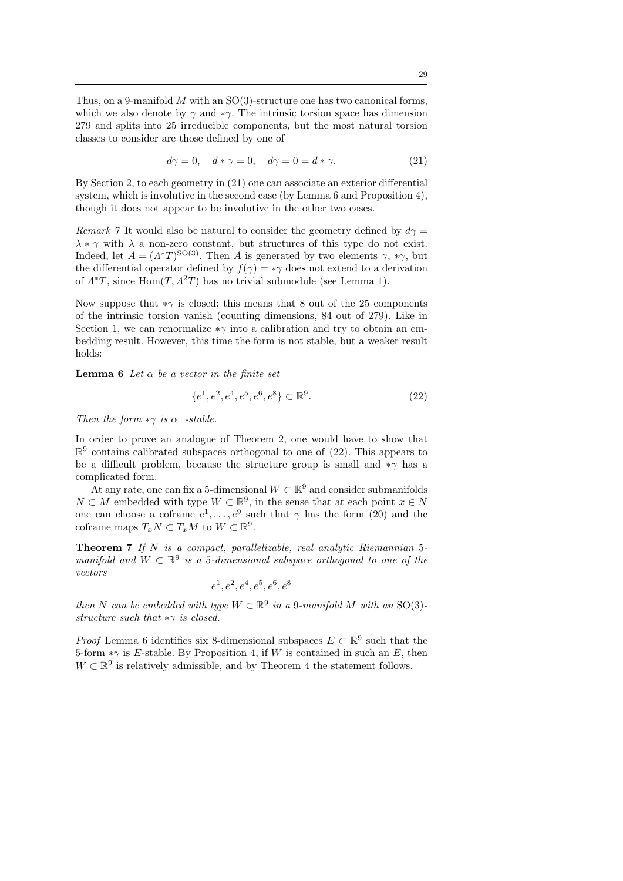Thus, on a 9-manifold $M$ with an SO(3)-structure one has two canonical forms, which we also denote by $\gamma$ and $*\gamma$. The intrinsic torsion space has dimension 279 and splits into 25 irreducible components, but the most natural torsion classes to consider are those defined by one of

$$d\gamma = 0, \quad d * \gamma = 0, \quad d\gamma = 0 = d * \gamma. \tag{21}$$

By Section 2, to each geometry in (21) one can associate an exterior differential system, which is involutive in the second case (by Lemma 6 and Proposition 4), though it does not appear to be involutive in the other two cases.

*Remark 7* It would also be natural to consider the geometry defined by $d\gamma = \lambda * \gamma$ with $\lambda$ a non-zero constant, but structures of this type do not exist. Indeed, let $A = (\Lambda^* T)^{\mathrm{SO}(3)}$. Then $A$ is generated by two elements $\gamma$, $*\gamma$, but the differential operator defined by $f(\gamma) = *\gamma$ does not extend to a derivation of $\Lambda^* T$, since $\mathrm{Hom}(T, \Lambda^2 T)$ has no trivial submodule (see Lemma 1).

Now suppose that $*\gamma$ is closed; this means that 8 out of the 25 components of the intrinsic torsion vanish (counting dimensions, 84 out of 279). Like in Section 1, we can renormalize $*\gamma$ into a calibration and try to obtain an embedding result. However, this time the form is not stable, but a weaker result holds:

**Lemma 6** *Let $\alpha$ be a vector in the finite set*

$$\{e^1, e^2, e^4, e^5, e^6, e^8\} \subset \mathbb{R}^9. \tag{22}$$

*Then the form $*\gamma$ is $\alpha^\perp$-stable.*

In order to prove an analogue of Theorem 2, one would have to show that $\mathbb{R}^9$ contains calibrated subspaces orthogonal to one of (22). This appears to be a difficult problem, because the structure group is small and $*\gamma$ has a complicated form.

At any rate, one can fix a 5-dimensional $W \subset \mathbb{R}^9$ and consider submanifolds $N \subset M$ embedded with type $W \subset \mathbb{R}^9$, in the sense that at each point $x \in N$ one can choose a coframe $e^1, \dots, e^9$ such that $\gamma$ has the form (20) and the coframe maps $T_x N \subset T_x M$ to $W \subset \mathbb{R}^9$.

**Theorem 7** *If $N$ is a compact, parallelizable, real analytic Riemannian 5-manifold and $W \subset \mathbb{R}^9$ is a 5-dimensional subspace orthogonal to one of the vectors*

$$e^1, e^2, e^4, e^5, e^6, e^8$$

*then $N$ can be embedded with type $W \subset \mathbb{R}^9$ in a 9-manifold $M$ with an SO(3)-structure such that $*\gamma$ is closed.*

*Proof* Lemma 6 identifies six 8-dimensional subspaces $E \subset \mathbb{R}^9$ such that the 5-form $*\gamma$ is $E$-stable. By Proposition 4, if $W$ is contained in such an $E$, then $W \subset \mathbb{R}^9$ is relatively admissible, and by Theorem 4 the statement follows.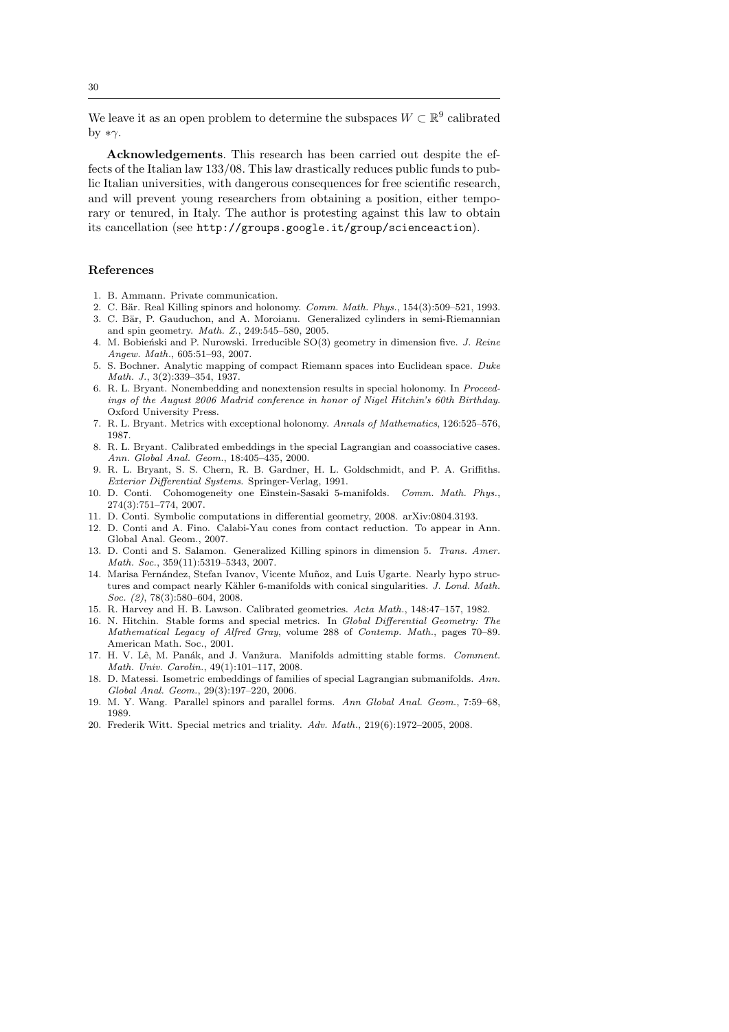We leave it as an open problem to determine the subspaces $W \subset \mathbb{R}^9$ calibrated by $*\gamma$.

**Acknowledgements**. This research has been carried out despite the effects of the Italian law 133/08. This law drastically reduces public funds to public Italian universities, with dangerous consequences for free scientific research, and will prevent young researchers from obtaining a position, either temporary or tenured, in Italy. The author is protesting against this law to obtain its cancellation (see `http://groups.google.it/group/scienceaction`).

## References

1. B. Ammann. Private communication.
2. C. Bär. Real Killing spinors and holonomy. *Comm. Math. Phys.*, 154(3):509–521, 1993.
3. C. Bär, P. Gauduchon, and A. Moroianu. Generalized cylinders in semi-Riemannian and spin geometry. *Math. Z.*, 249:545–580, 2005.
4. M. Bobieński and P. Nurowski. Irreducible SO(3) geometry in dimension five. *J. Reine Angew. Math.*, 605:51–93, 2007.
5. S. Bochner. Analytic mapping of compact Riemann spaces into Euclidean space. *Duke Math. J.*, 3(2):339–354, 1937.
6. R. L. Bryant. Nonembedding and nonextension results in special holonomy. In *Proceedings of the August 2006 Madrid conference in honor of Nigel Hitchin's 60th Birthday*. Oxford University Press.
7. R. L. Bryant. Metrics with exceptional holonomy. *Annals of Mathematics*, 126:525–576, 1987.
8. R. L. Bryant. Calibrated embeddings in the special Lagrangian and coassociative cases. *Ann. Global Anal. Geom.*, 18:405–435, 2000.
9. R. L. Bryant, S. S. Chern, R. B. Gardner, H. L. Goldschmidt, and P. A. Griffiths. *Exterior Differential Systems*. Springer-Verlag, 1991.
10. D. Conti. Cohomogeneity one Einstein-Sasaki 5-manifolds. *Comm. Math. Phys.*, 274(3):751–774, 2007.
11. D. Conti. Symbolic computations in differential geometry, 2008. arXiv:0804.3193.
12. D. Conti and A. Fino. Calabi-Yau cones from contact reduction. To appear in Ann. Global Anal. Geom., 2007.
13. D. Conti and S. Salamon. Generalized Killing spinors in dimension 5. *Trans. Amer. Math. Soc.*, 359(11):5319–5343, 2007.
14. Marisa Fernández, Stefan Ivanov, Vicente Muñoz, and Luis Ugarte. Nearly hypo structures and compact nearly Kähler 6-manifolds with conical singularities. *J. Lond. Math. Soc. (2)*, 78(3):580–604, 2008.
15. R. Harvey and H. B. Lawson. Calibrated geometries. *Acta Math.*, 148:47–157, 1982.
16. N. Hitchin. Stable forms and special metrics. In *Global Differential Geometry: The Mathematical Legacy of Alfred Gray*, volume 288 of *Contemp. Math.*, pages 70–89. American Math. Soc., 2001.
17. H. V. Lê, M. Panák, and J. Vanžura. Manifolds admitting stable forms. *Comment. Math. Univ. Carolin.*, 49(1):101–117, 2008.
18. D. Matessi. Isometric embeddings of families of special Lagrangian submanifolds. *Ann. Global Anal. Geom.*, 29(3):197–220, 2006.
19. M. Y. Wang. Parallel spinors and parallel forms. *Ann Global Anal. Geom.*, 7:59–68, 1989.
20. Frederik Witt. Special metrics and triality. *Adv. Math.*, 219(6):1972–2005, 2008.